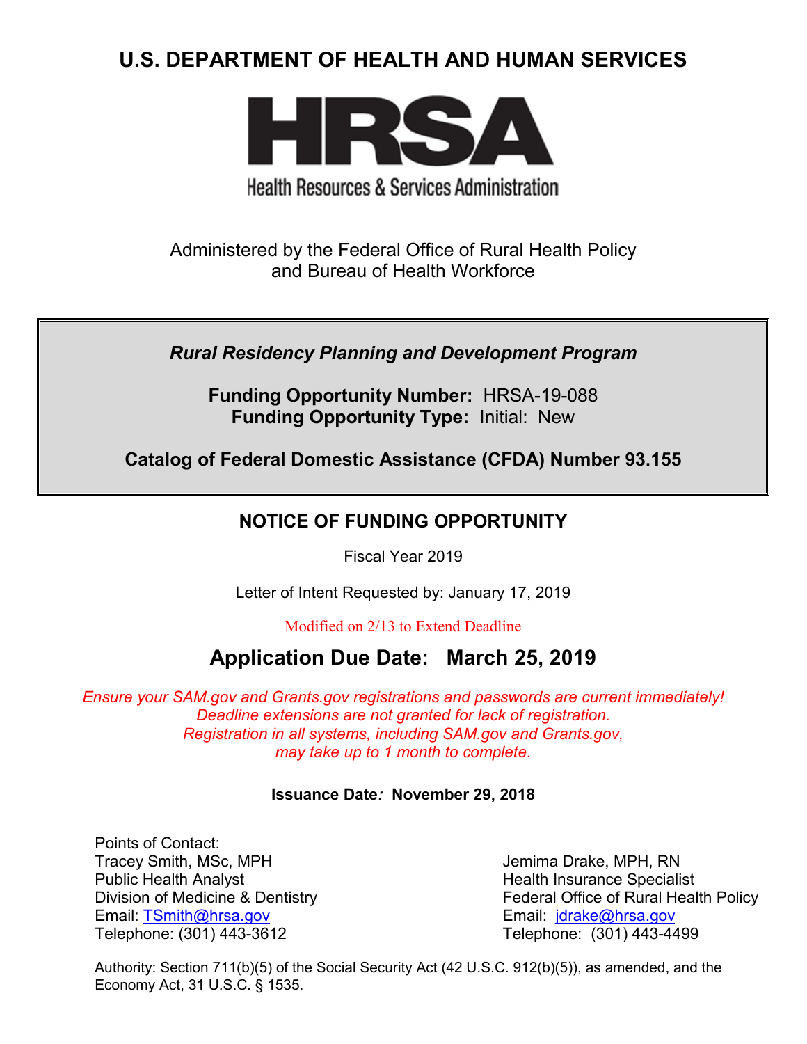# U.S. DEPARTMENT OF HEALTH AND HUMAN SERVICES

HRSA

Health Resources & Services Administration

Administered by the Federal Office of Rural Health Policy
and Bureau of Health Workforce

***Rural Residency Planning and Development Program***

**Funding Opportunity Number:** HRSA-19-088
**Funding Opportunity Type:** Initial: New

**Catalog of Federal Domestic Assistance (CFDA) Number 93.155**

## NOTICE OF FUNDING OPPORTUNITY

Fiscal Year 2019

Letter of Intent Requested by: January 17, 2019

Modified on 2/13 to Extend Deadline

## Application Due Date: March 25, 2019

*Ensure your SAM.gov and Grants.gov registrations and passwords are current immediately! Deadline extensions are not granted for lack of registration. Registration in all systems, including SAM.gov and Grants.gov, may take up to 1 month to complete.*

**Issuance Date: November 29, 2018**

Points of Contact:
Tracey Smith, MSc, MPH
Public Health Analyst
Division of Medicine & Dentistry
Email: TSmith@hrsa.gov
Telephone: (301) 443-3612

Jemima Drake, MPH, RN
Health Insurance Specialist
Federal Office of Rural Health Policy
Email: jdrake@hrsa.gov
Telephone: (301) 443-4499

Authority: Section 711(b)(5) of the Social Security Act (42 U.S.C. 912(b)(5)), as amended, and the Economy Act, 31 U.S.C. § 1535.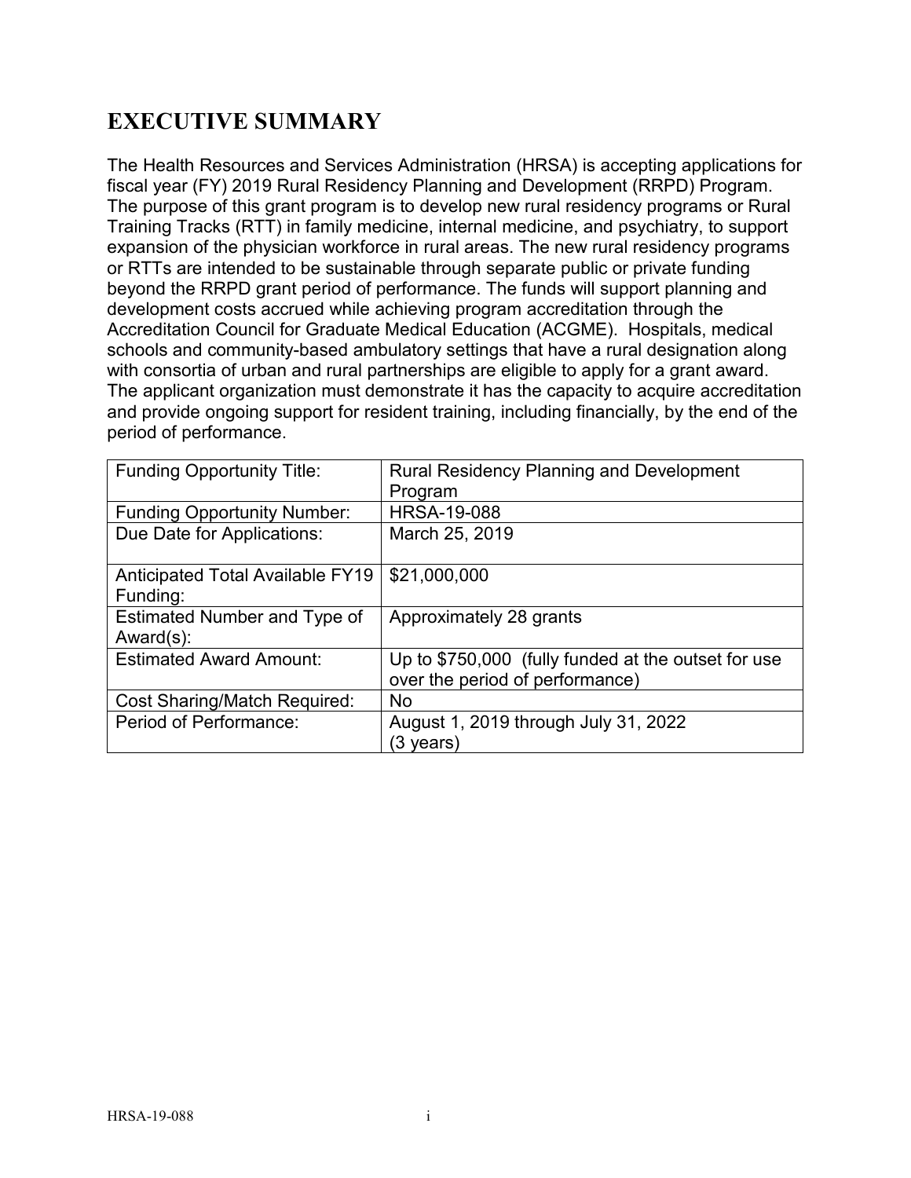# EXECUTIVE SUMMARY

The Health Resources and Services Administration (HRSA) is accepting applications for fiscal year (FY) 2019 Rural Residency Planning and Development (RRPD) Program. The purpose of this grant program is to develop new rural residency programs or Rural Training Tracks (RTT) in family medicine, internal medicine, and psychiatry, to support expansion of the physician workforce in rural areas. The new rural residency programs or RTTs are intended to be sustainable through separate public or private funding beyond the RRPD grant period of performance. The funds will support planning and development costs accrued while achieving program accreditation through the Accreditation Council for Graduate Medical Education (ACGME). Hospitals, medical schools and community-based ambulatory settings that have a rural designation along with consortia of urban and rural partnerships are eligible to apply for a grant award. The applicant organization must demonstrate it has the capacity to acquire accreditation and provide ongoing support for resident training, including financially, by the end of the period of performance.

| | |
|---|---|
| Funding Opportunity Title: | Rural Residency Planning and Development Program |
| Funding Opportunity Number: | HRSA-19-088 |
| Due Date for Applications: | March 25, 2019 |
| Anticipated Total Available FY19 Funding: | $21,000,000 |
| Estimated Number and Type of Award(s): | Approximately 28 grants |
| Estimated Award Amount: | Up to $750,000 (fully funded at the outset for use over the period of performance) |
| Cost Sharing/Match Required: | No |
| Period of Performance: | August 1, 2019 through July 31, 2022 (3 years) |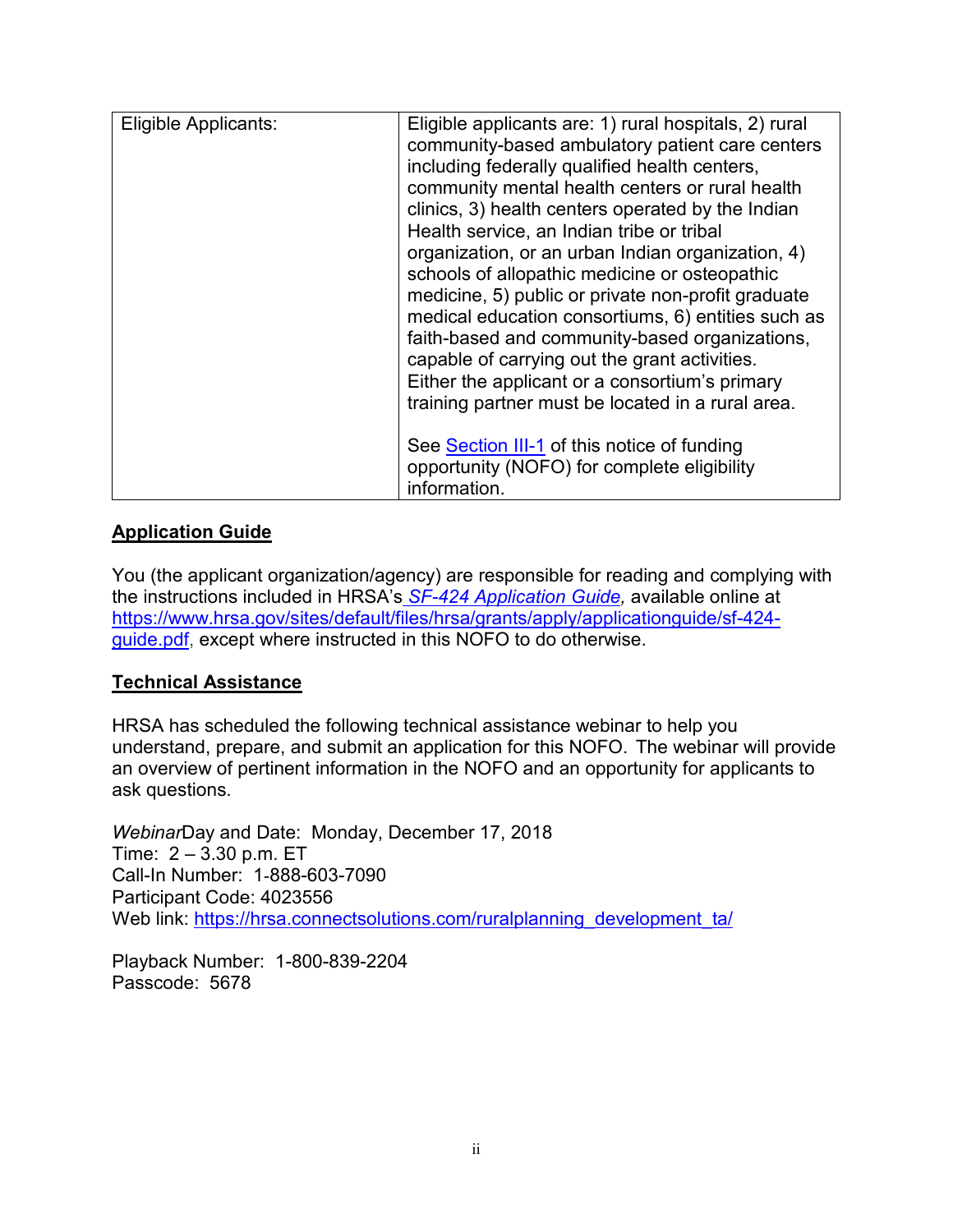| Eligible Applicants: | Eligible applicants are: 1) rural hospitals, 2) rural community-based ambulatory patient care centers including federally qualified health centers, community mental health centers or rural health clinics, 3) health centers operated by the Indian Health service, an Indian tribe or tribal organization, or an urban Indian organization, 4) schools of allopathic medicine or osteopathic medicine, 5) public or private non-profit graduate medical education consortiums, 6) entities such as faith-based and community-based organizations, capable of carrying out the grant activities. Either the applicant or a consortium's primary training partner must be located in a rural area.<br><br>See Section III-1 of this notice of funding opportunity (NOFO) for complete eligibility information. |
|---|---|

## Application Guide

You (the applicant organization/agency) are responsible for reading and complying with the instructions included in HRSA's *SF-424 Application Guide*, available online at https://www.hrsa.gov/sites/default/files/hrsa/grants/apply/applicationguide/sf-424-guide.pdf, except where instructed in this NOFO to do otherwise.

## Technical Assistance

HRSA has scheduled the following technical assistance webinar to help you understand, prepare, and submit an application for this NOFO. The webinar will provide an overview of pertinent information in the NOFO and an opportunity for applicants to ask questions.

*Webinar*Day and Date: Monday, December 17, 2018
Time: 2 – 3.30 p.m. ET
Call-In Number: 1-888-603-7090
Participant Code: 4023556
Web link: https://hrsa.connectsolutions.com/ruralplanning_development_ta/

Playback Number: 1-800-839-2204
Passcode: 5678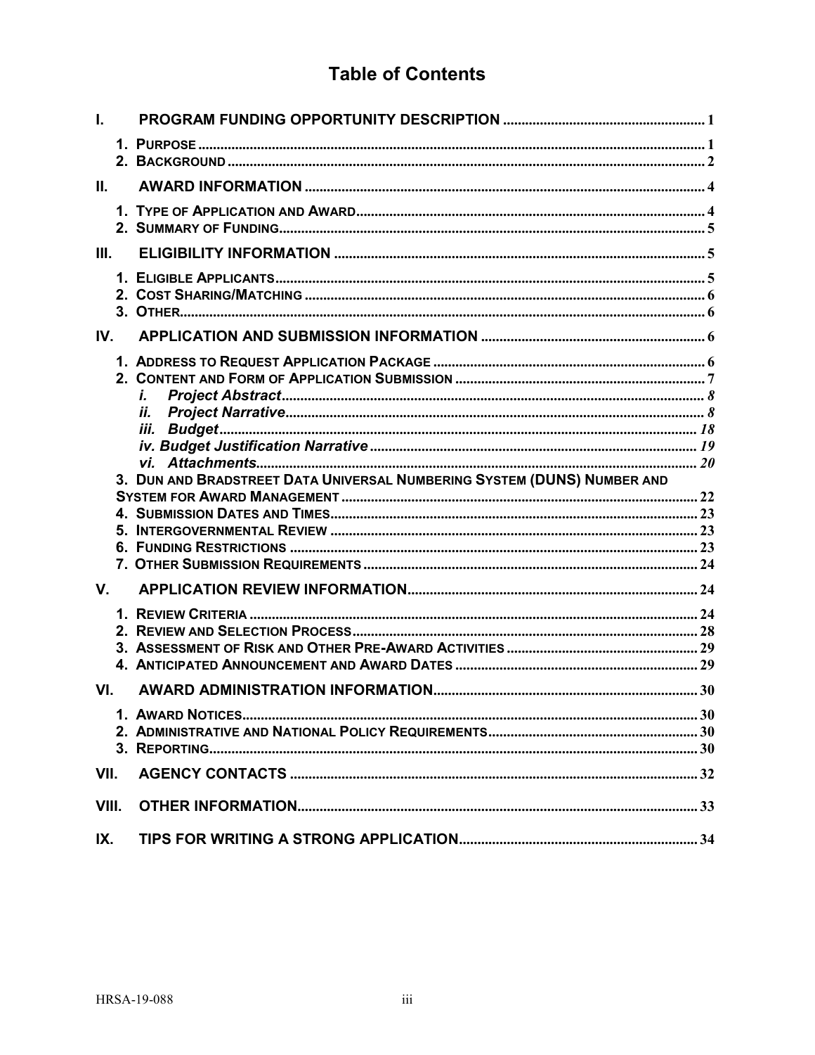# Table of Contents

**I. PROGRAM FUNDING OPPORTUNITY DESCRIPTION** ...... 1

- 1. PURPOSE ...... 1
- 2. BACKGROUND ...... 2

**II. AWARD INFORMATION** ...... 4

- 1. TYPE OF APPLICATION AND AWARD ...... 4
- 2. SUMMARY OF FUNDING ...... 5

**III. ELIGIBILITY INFORMATION** ...... 5

- 1. ELIGIBLE APPLICANTS ...... 5
- 2. COST SHARING/MATCHING ...... 6
- 3. OTHER ...... 6

**IV. APPLICATION AND SUBMISSION INFORMATION** ...... 6

- 1. ADDRESS TO REQUEST APPLICATION PACKAGE ...... 6
- 2. CONTENT AND FORM OF APPLICATION SUBMISSION ...... 7
  - *i. Project Abstract* ...... 8
  - *ii. Project Narrative* ...... 8
  - *iii. Budget* ...... 18
  - *iv. Budget Justification Narrative* ...... 19
  - *vi. Attachments* ...... 20
- 3. DUN AND BRADSTREET DATA UNIVERSAL NUMBERING SYSTEM (DUNS) NUMBER AND SYSTEM FOR AWARD MANAGEMENT ...... 22
- 4. SUBMISSION DATES AND TIMES ...... 23
- 5. INTERGOVERNMENTAL REVIEW ...... 23
- 6. FUNDING RESTRICTIONS ...... 23
- 7. OTHER SUBMISSION REQUIREMENTS ...... 24

**V. APPLICATION REVIEW INFORMATION** ...... 24

- 1. REVIEW CRITERIA ...... 24
- 2. REVIEW AND SELECTION PROCESS ...... 28
- 3. ASSESSMENT OF RISK AND OTHER PRE-AWARD ACTIVITIES ...... 29
- 4. ANTICIPATED ANNOUNCEMENT AND AWARD DATES ...... 29

**VI. AWARD ADMINISTRATION INFORMATION** ...... 30

- 1. AWARD NOTICES ...... 30
- 2. ADMINISTRATIVE AND NATIONAL POLICY REQUIREMENTS ...... 30
- 3. REPORTING ...... 30

**VII. AGENCY CONTACTS** ...... 32

**VIII. OTHER INFORMATION** ...... 33

**IX. TIPS FOR WRITING A STRONG APPLICATION** ...... 34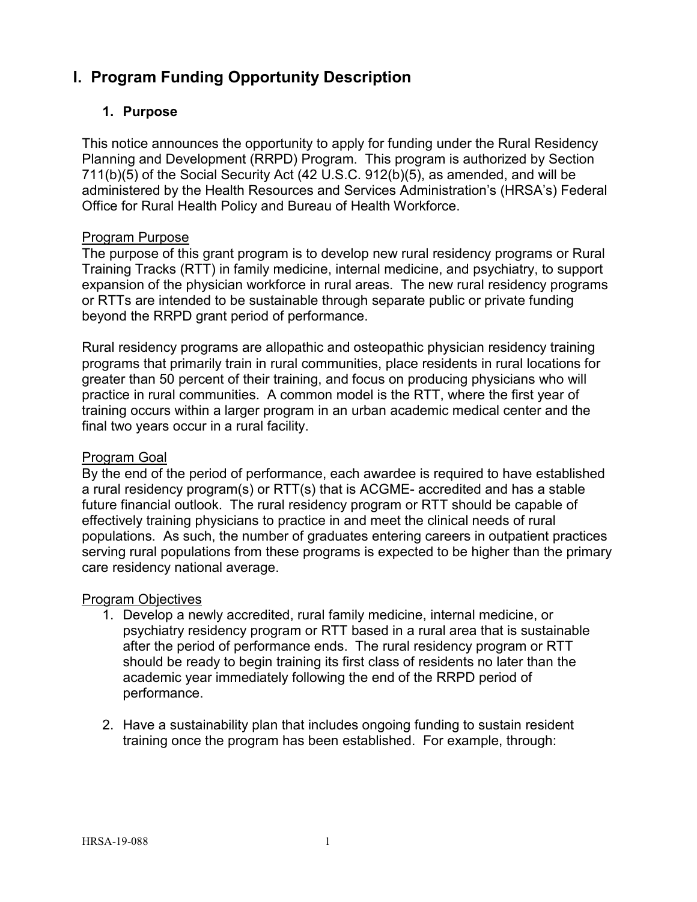# I. Program Funding Opportunity Description

## 1. Purpose

This notice announces the opportunity to apply for funding under the Rural Residency Planning and Development (RRPD) Program. This program is authorized by Section 711(b)(5) of the Social Security Act (42 U.S.C. 912(b)(5), as amended, and will be administered by the Health Resources and Services Administration's (HRSA's) Federal Office for Rural Health Policy and Bureau of Health Workforce.

Program Purpose

The purpose of this grant program is to develop new rural residency programs or Rural Training Tracks (RTT) in family medicine, internal medicine, and psychiatry, to support expansion of the physician workforce in rural areas. The new rural residency programs or RTTs are intended to be sustainable through separate public or private funding beyond the RRPD grant period of performance.

Rural residency programs are allopathic and osteopathic physician residency training programs that primarily train in rural communities, place residents in rural locations for greater than 50 percent of their training, and focus on producing physicians who will practice in rural communities. A common model is the RTT, where the first year of training occurs within a larger program in an urban academic medical center and the final two years occur in a rural facility.

Program Goal

By the end of the period of performance, each awardee is required to have established a rural residency program(s) or RTT(s) that is ACGME- accredited and has a stable future financial outlook. The rural residency program or RTT should be capable of effectively training physicians to practice in and meet the clinical needs of rural populations. As such, the number of graduates entering careers in outpatient practices serving rural populations from these programs is expected to be higher than the primary care residency national average.

Program Objectives

1. Develop a newly accredited, rural family medicine, internal medicine, or psychiatry residency program or RTT based in a rural area that is sustainable after the period of performance ends. The rural residency program or RTT should be ready to begin training its first class of residents no later than the academic year immediately following the end of the RRPD period of performance.

2. Have a sustainability plan that includes ongoing funding to sustain resident training once the program has been established. For example, through: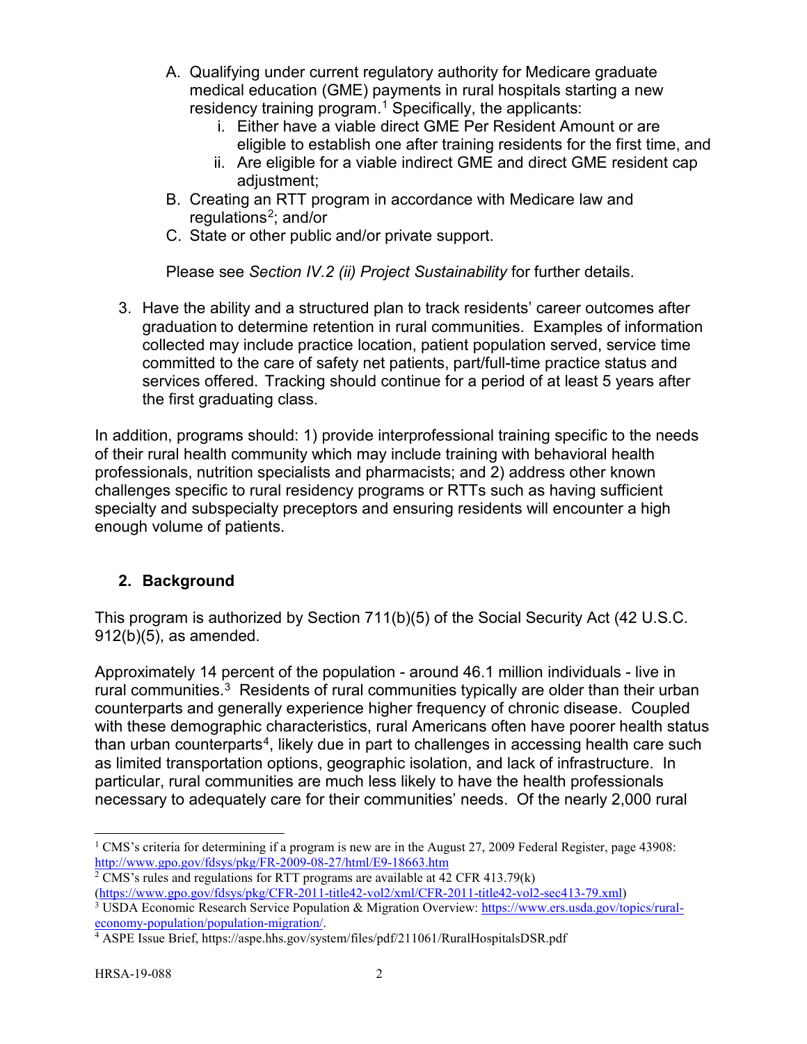A. Qualifying under current regulatory authority for Medicare graduate medical education (GME) payments in rural hospitals starting a new residency training program.[1] Specifically, the applicants:
      i. Either have a viable direct GME Per Resident Amount or are eligible to establish one after training residents for the first time, and
      ii. Are eligible for a viable indirect GME and direct GME resident cap adjustment;
   B. Creating an RTT program in accordance with Medicare law and regulations[2]; and/or
   C. State or other public and/or private support.

   Please see *Section IV.2 (ii) Project Sustainability* for further details.

3. Have the ability and a structured plan to track residents' career outcomes after graduation to determine retention in rural communities. Examples of information collected may include practice location, patient population served, service time committed to the care of safety net patients, part/full-time practice status and services offered. Tracking should continue for a period of at least 5 years after the first graduating class.

In addition, programs should: 1) provide interprofessional training specific to the needs of their rural health community which may include training with behavioral health professionals, nutrition specialists and pharmacists; and 2) address other known challenges specific to rural residency programs or RTTs such as having sufficient specialty and subspecialty preceptors and ensuring residents will encounter a high enough volume of patients.

## 2. Background

This program is authorized by Section 711(b)(5) of the Social Security Act (42 U.S.C. 912(b)(5), as amended.

Approximately 14 percent of the population - around 46.1 million individuals - live in rural communities.[3] Residents of rural communities typically are older than their urban counterparts and generally experience higher frequency of chronic disease. Coupled with these demographic characteristics, rural Americans often have poorer health status than urban counterparts[4], likely due in part to challenges in accessing health care such as limited transportation options, geographic isolation, and lack of infrastructure. In particular, rural communities are much less likely to have the health professionals necessary to adequately care for their communities' needs. Of the nearly 2,000 rural

---

[1] CMS's criteria for determining if a program is new are in the August 27, 2009 Federal Register, page 43908: http://www.gpo.gov/fdsys/pkg/FR-2009-08-27/html/E9-18663.htm

[2] CMS's rules and regulations for RTT programs are available at 42 CFR 413.79(k) (https://www.gpo.gov/fdsys/pkg/CFR-2011-title42-vol2/xml/CFR-2011-title42-vol2-sec413-79.xml)

[3] USDA Economic Research Service Population & Migration Overview: https://www.ers.usda.gov/topics/rural-economy-population/population-migration/.

[4] ASPE Issue Brief, https://aspe.hhs.gov/system/files/pdf/211061/RuralHospitalsDSR.pdf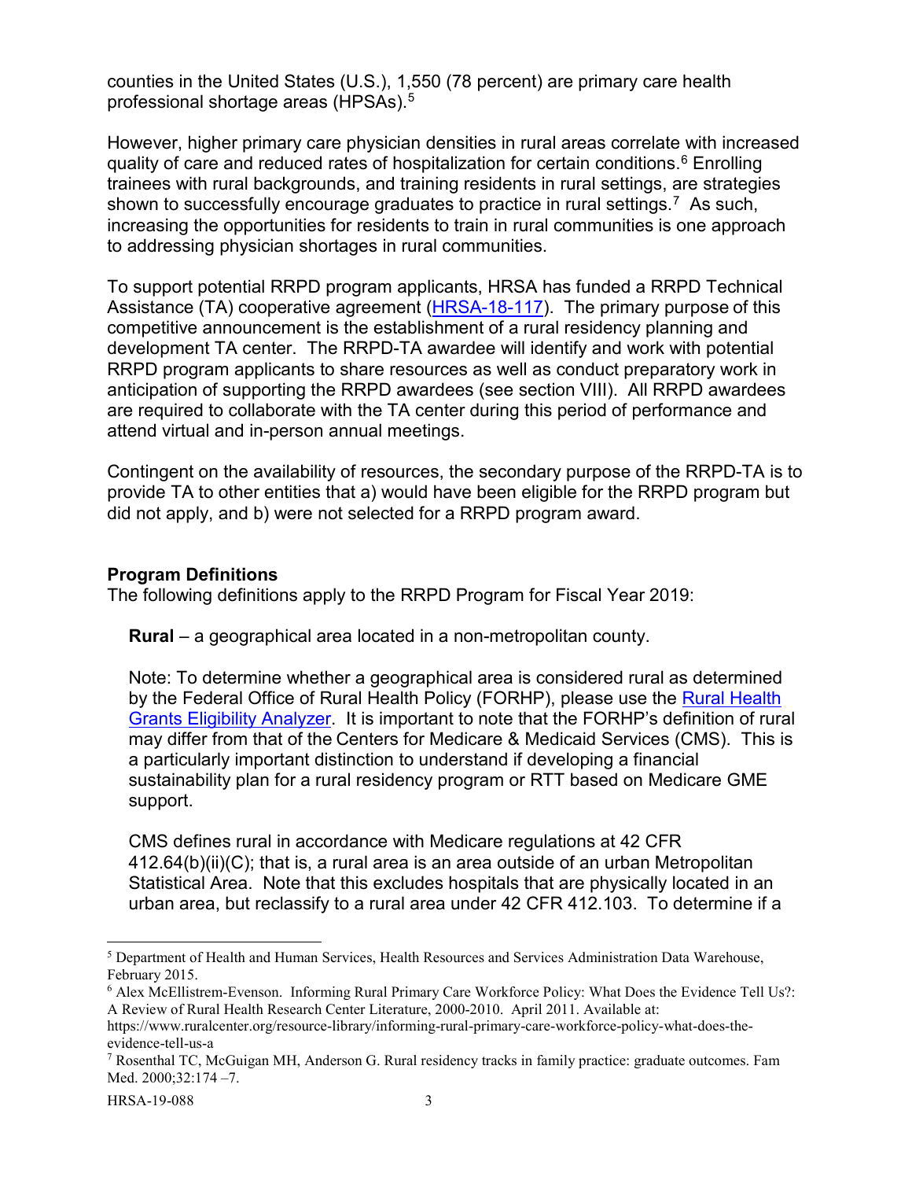counties in the United States (U.S.), 1,550 (78 percent) are primary care health professional shortage areas (HPSAs).[5]

However, higher primary care physician densities in rural areas correlate with increased quality of care and reduced rates of hospitalization for certain conditions.[6] Enrolling trainees with rural backgrounds, and training residents in rural settings, are strategies shown to successfully encourage graduates to practice in rural settings.[7] As such, increasing the opportunities for residents to train in rural communities is one approach to addressing physician shortages in rural communities.

To support potential RRPD program applicants, HRSA has funded a RRPD Technical Assistance (TA) cooperative agreement (HRSA-18-117). The primary purpose of this competitive announcement is the establishment of a rural residency planning and development TA center. The RRPD-TA awardee will identify and work with potential RRPD program applicants to share resources as well as conduct preparatory work in anticipation of supporting the RRPD awardees (see section VIII). All RRPD awardees are required to collaborate with the TA center during this period of performance and attend virtual and in-person annual meetings.

Contingent on the availability of resources, the secondary purpose of the RRPD-TA is to provide TA to other entities that a) would have been eligible for the RRPD program but did not apply, and b) were not selected for a RRPD program award.

**Program Definitions**

The following definitions apply to the RRPD Program for Fiscal Year 2019:

**Rural** – a geographical area located in a non-metropolitan county.

Note: To determine whether a geographical area is considered rural as determined by the Federal Office of Rural Health Policy (FORHP), please use the Rural Health Grants Eligibility Analyzer. It is important to note that the FORHP's definition of rural may differ from that of the Centers for Medicare & Medicaid Services (CMS). This is a particularly important distinction to understand if developing a financial sustainability plan for a rural residency program or RTT based on Medicare GME support.

CMS defines rural in accordance with Medicare regulations at 42 CFR 412.64(b)(ii)(C); that is, a rural area is an area outside of an urban Metropolitan Statistical Area. Note that this excludes hospitals that are physically located in an urban area, but reclassify to a rural area under 42 CFR 412.103. To determine if a

---

[5] Department of Health and Human Services, Health Resources and Services Administration Data Warehouse, February 2015.

[6] Alex McEllistrem-Evenson. Informing Rural Primary Care Workforce Policy: What Does the Evidence Tell Us?: A Review of Rural Health Research Center Literature, 2000-2010. April 2011. Available at: https://www.ruralcenter.org/resource-library/informing-rural-primary-care-workforce-policy-what-does-the-evidence-tell-us-a

[7] Rosenthal TC, McGuigan MH, Anderson G. Rural residency tracks in family practice: graduate outcomes. Fam Med. 2000;32:174 –7.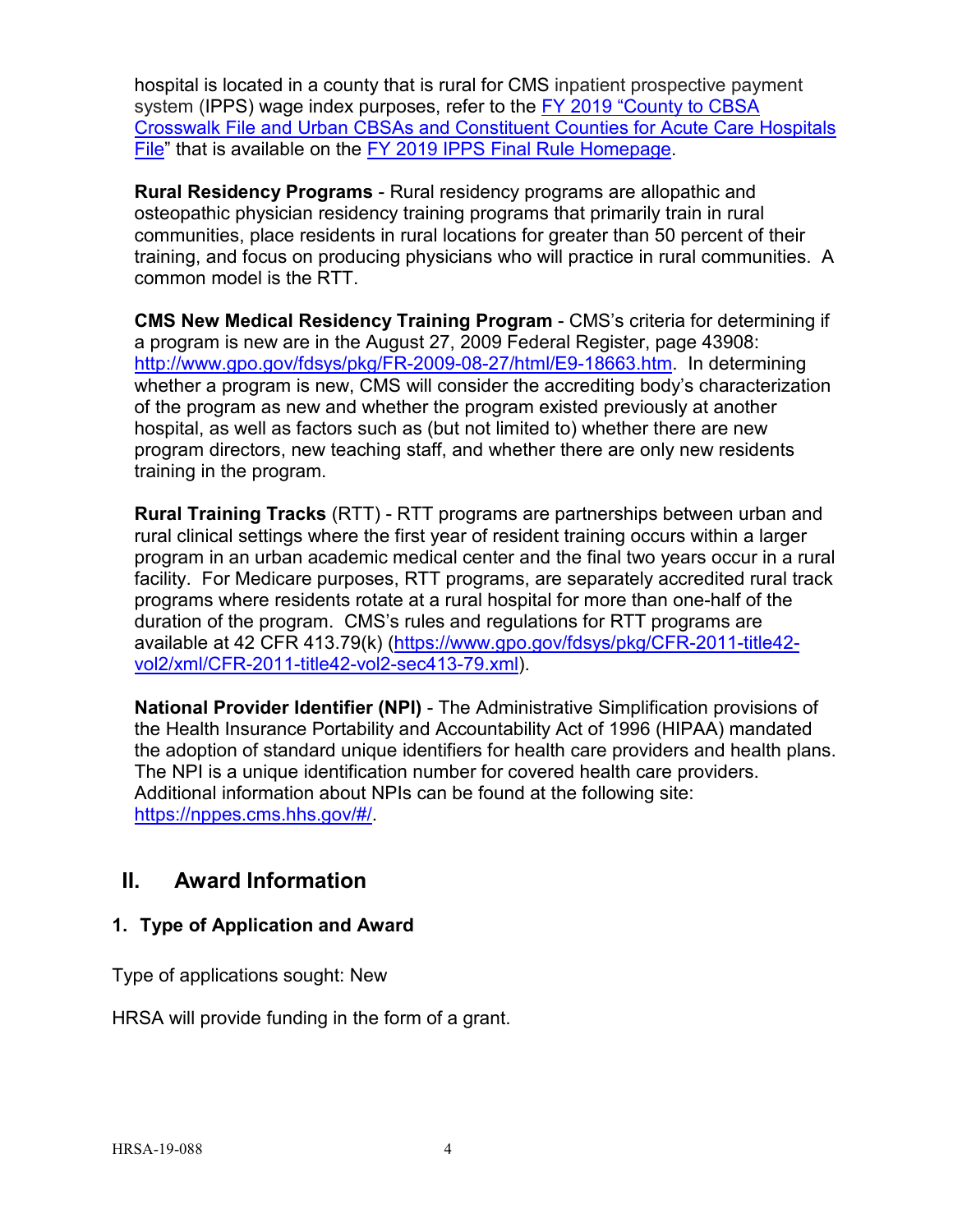hospital is located in a county that is rural for CMS inpatient prospective payment system (IPPS) wage index purposes, refer to the [FY 2019 "County to CBSA Crosswalk File and Urban CBSAs and Constituent Counties for Acute Care Hospitals File](#)" that is available on the [FY 2019 IPPS Final Rule Homepage](#).

**Rural Residency Programs** - Rural residency programs are allopathic and osteopathic physician residency training programs that primarily train in rural communities, place residents in rural locations for greater than 50 percent of their training, and focus on producing physicians who will practice in rural communities. A common model is the RTT.

**CMS New Medical Residency Training Program** - CMS's criteria for determining if a program is new are in the August 27, 2009 Federal Register, page 43908: http://www.gpo.gov/fdsys/pkg/FR-2009-08-27/html/E9-18663.htm. In determining whether a program is new, CMS will consider the accrediting body's characterization of the program as new and whether the program existed previously at another hospital, as well as factors such as (but not limited to) whether there are new program directors, new teaching staff, and whether there are only new residents training in the program.

**Rural Training Tracks** (RTT) - RTT programs are partnerships between urban and rural clinical settings where the first year of resident training occurs within a larger program in an urban academic medical center and the final two years occur in a rural facility. For Medicare purposes, RTT programs, are separately accredited rural track programs where residents rotate at a rural hospital for more than one-half of the duration of the program. CMS's rules and regulations for RTT programs are available at 42 CFR 413.79(k) (https://www.gpo.gov/fdsys/pkg/CFR-2011-title42-vol2/xml/CFR-2011-title42-vol2-sec413-79.xml).

**National Provider Identifier (NPI)** - The Administrative Simplification provisions of the Health Insurance Portability and Accountability Act of 1996 (HIPAA) mandated the adoption of standard unique identifiers for health care providers and health plans. The NPI is a unique identification number for covered health care providers. Additional information about NPIs can be found at the following site: https://nppes.cms.hhs.gov/#/.

## II. Award Information

### 1. Type of Application and Award

Type of applications sought: New

HRSA will provide funding in the form of a grant.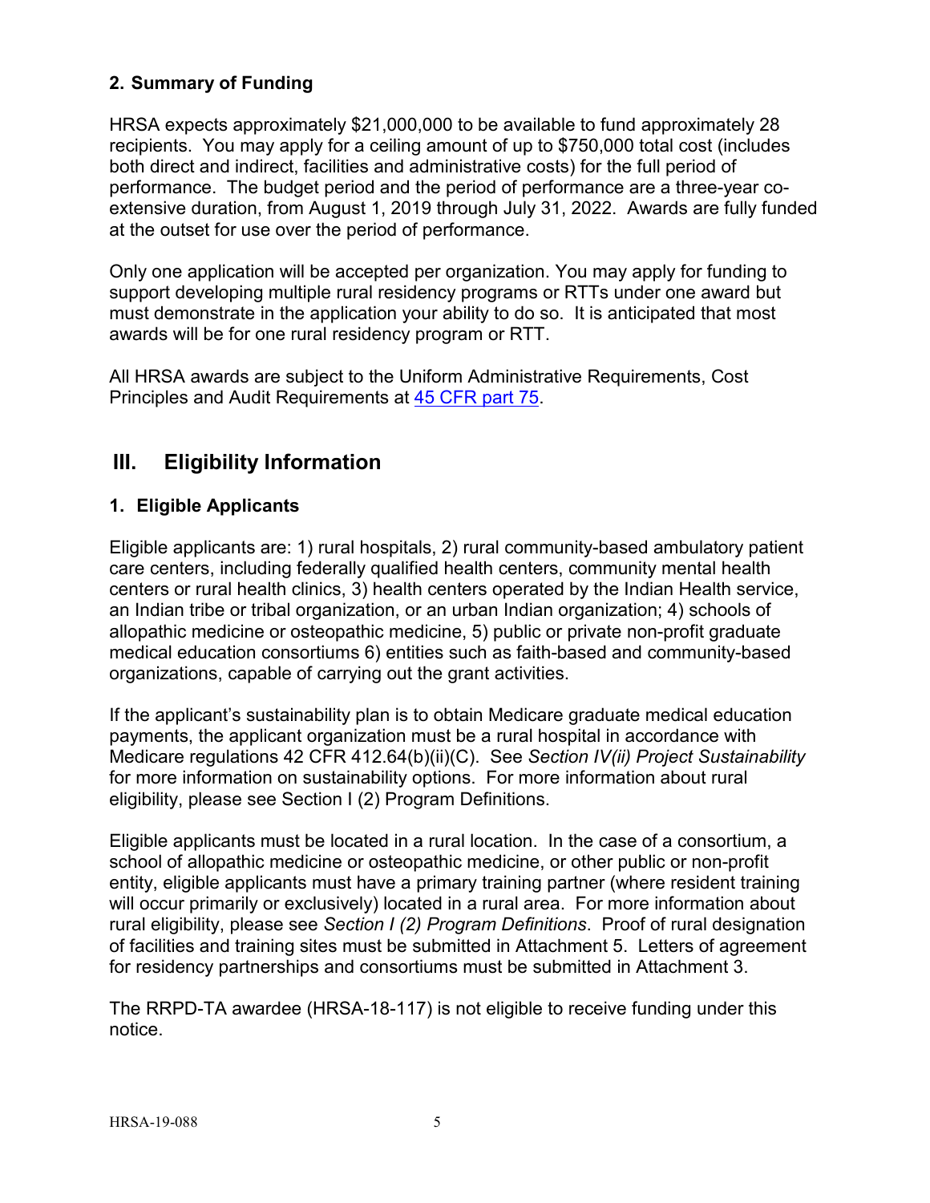### 2. Summary of Funding

HRSA expects approximately $21,000,000 to be available to fund approximately 28 recipients. You may apply for a ceiling amount of up to $750,000 total cost (includes both direct and indirect, facilities and administrative costs) for the full period of performance. The budget period and the period of performance are a three-year co-extensive duration, from August 1, 2019 through July 31, 2022. Awards are fully funded at the outset for use over the period of performance.

Only one application will be accepted per organization. You may apply for funding to support developing multiple rural residency programs or RTTs under one award but must demonstrate in the application your ability to do so. It is anticipated that most awards will be for one rural residency program or RTT.

All HRSA awards are subject to the Uniform Administrative Requirements, Cost Principles and Audit Requirements at 45 CFR part 75.

## III. Eligibility Information

### 1. Eligible Applicants

Eligible applicants are: 1) rural hospitals, 2) rural community-based ambulatory patient care centers, including federally qualified health centers, community mental health centers or rural health clinics, 3) health centers operated by the Indian Health service, an Indian tribe or tribal organization, or an urban Indian organization; 4) schools of allopathic medicine or osteopathic medicine, 5) public or private non-profit graduate medical education consortiums 6) entities such as faith-based and community-based organizations, capable of carrying out the grant activities.

If the applicant's sustainability plan is to obtain Medicare graduate medical education payments, the applicant organization must be a rural hospital in accordance with Medicare regulations 42 CFR 412.64(b)(ii)(C). See *Section IV(ii) Project Sustainability* for more information on sustainability options. For more information about rural eligibility, please see Section I (2) Program Definitions.

Eligible applicants must be located in a rural location. In the case of a consortium, a school of allopathic medicine or osteopathic medicine, or other public or non-profit entity, eligible applicants must have a primary training partner (where resident training will occur primarily or exclusively) located in a rural area. For more information about rural eligibility, please see *Section I (2) Program Definitions*. Proof of rural designation of facilities and training sites must be submitted in Attachment 5. Letters of agreement for residency partnerships and consortiums must be submitted in Attachment 3.

The RRPD-TA awardee (HRSA-18-117) is not eligible to receive funding under this notice.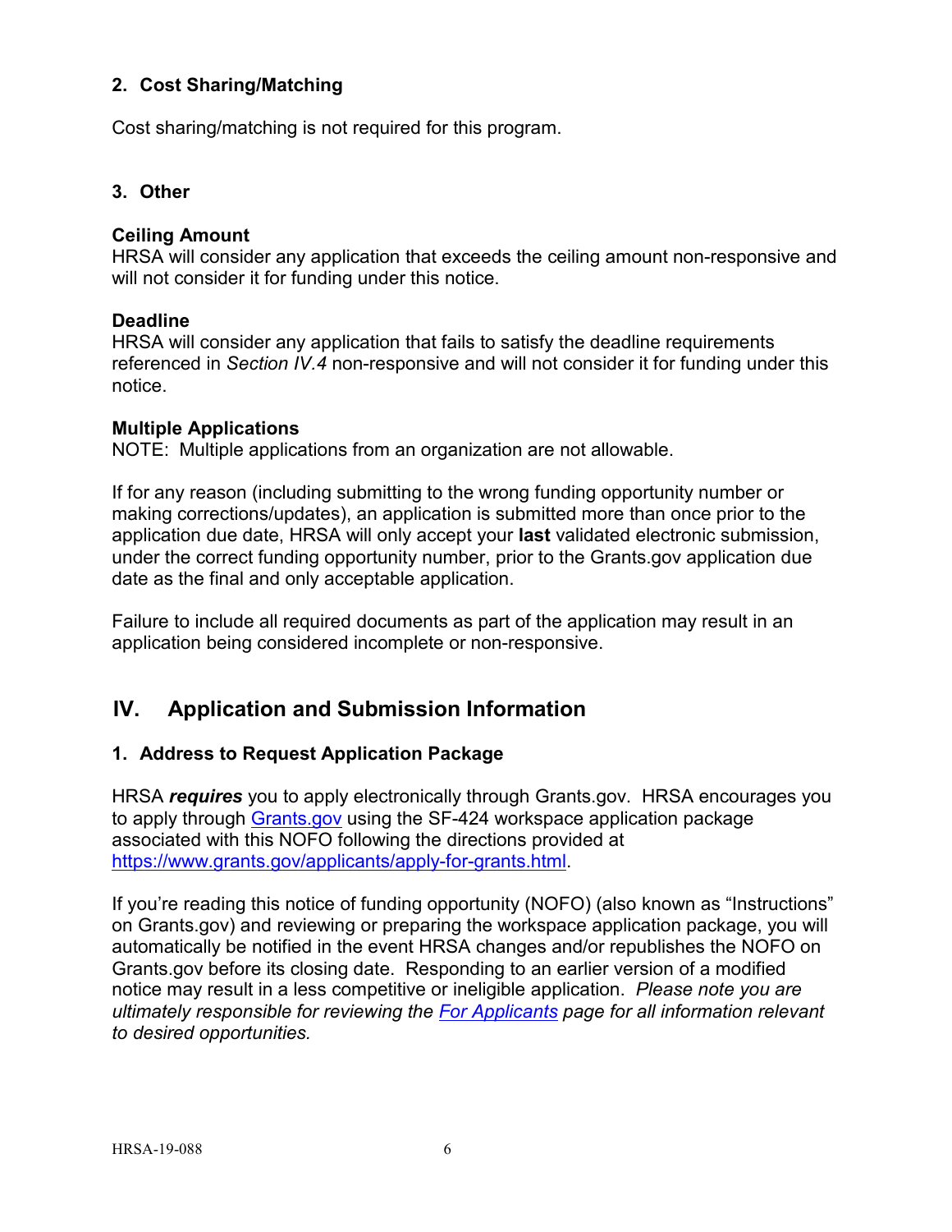### 2. Cost Sharing/Matching

Cost sharing/matching is not required for this program.

### 3. Other

**Ceiling Amount**
HRSA will consider any application that exceeds the ceiling amount non-responsive and will not consider it for funding under this notice.

**Deadline**
HRSA will consider any application that fails to satisfy the deadline requirements referenced in *Section IV.4* non-responsive and will not consider it for funding under this notice.

**Multiple Applications**
NOTE: Multiple applications from an organization are not allowable.

If for any reason (including submitting to the wrong funding opportunity number or making corrections/updates), an application is submitted more than once prior to the application due date, HRSA will only accept your **last** validated electronic submission, under the correct funding opportunity number, prior to the Grants.gov application due date as the final and only acceptable application.

Failure to include all required documents as part of the application may result in an application being considered incomplete or non-responsive.

## IV. Application and Submission Information

### 1. Address to Request Application Package

HRSA ***requires*** you to apply electronically through Grants.gov. HRSA encourages you to apply through [Grants.gov](https://www.grants.gov) using the SF-424 workspace application package associated with this NOFO following the directions provided at [https://www.grants.gov/applicants/apply-for-grants.html](https://www.grants.gov/applicants/apply-for-grants.html).

If you're reading this notice of funding opportunity (NOFO) (also known as "Instructions" on Grants.gov) and reviewing or preparing the workspace application package, you will automatically be notified in the event HRSA changes and/or republishes the NOFO on Grants.gov before its closing date. Responding to an earlier version of a modified notice may result in a less competitive or ineligible application. *Please note you are ultimately responsible for reviewing the For Applicants page for all information relevant to desired opportunities.*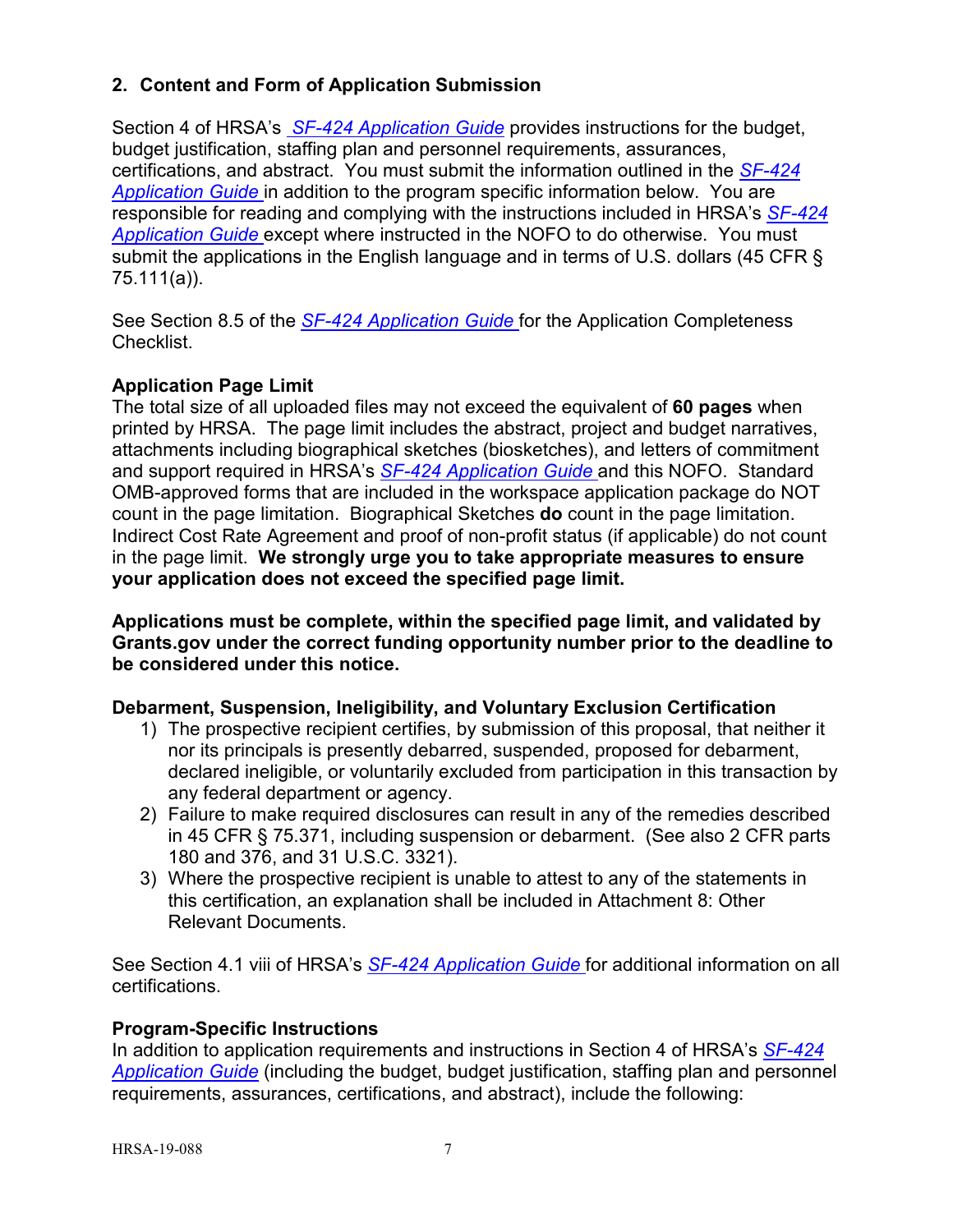## 2. Content and Form of Application Submission

Section 4 of HRSA's *SF-424 Application Guide* provides instructions for the budget, budget justification, staffing plan and personnel requirements, assurances, certifications, and abstract. You must submit the information outlined in the *SF-424 Application Guide* in addition to the program specific information below. You are responsible for reading and complying with the instructions included in HRSA's *SF-424 Application Guide* except where instructed in the NOFO to do otherwise. You must submit the applications in the English language and in terms of U.S. dollars (45 CFR § 75.111(a)).

See Section 8.5 of the *SF-424 Application Guide* for the Application Completeness Checklist.

### Application Page Limit

The total size of all uploaded files may not exceed the equivalent of **60 pages** when printed by HRSA. The page limit includes the abstract, project and budget narratives, attachments including biographical sketches (biosketches), and letters of commitment and support required in HRSA's *SF-424 Application Guide* and this NOFO. Standard OMB-approved forms that are included in the workspace application package do NOT count in the page limitation. Biographical Sketches **do** count in the page limitation. Indirect Cost Rate Agreement and proof of non-profit status (if applicable) do not count in the page limit. **We strongly urge you to take appropriate measures to ensure your application does not exceed the specified page limit.**

**Applications must be complete, within the specified page limit, and validated by Grants.gov under the correct funding opportunity number prior to the deadline to be considered under this notice.**

### Debarment, Suspension, Ineligibility, and Voluntary Exclusion Certification

1) The prospective recipient certifies, by submission of this proposal, that neither it nor its principals is presently debarred, suspended, proposed for debarment, declared ineligible, or voluntarily excluded from participation in this transaction by any federal department or agency.
2) Failure to make required disclosures can result in any of the remedies described in 45 CFR § 75.371, including suspension or debarment. (See also 2 CFR parts 180 and 376, and 31 U.S.C. 3321).
3) Where the prospective recipient is unable to attest to any of the statements in this certification, an explanation shall be included in Attachment 8: Other Relevant Documents.

See Section 4.1 viii of HRSA's *SF-424 Application Guide* for additional information on all certifications.

### Program-Specific Instructions

In addition to application requirements and instructions in Section 4 of HRSA's *SF-424 Application Guide* (including the budget, budget justification, staffing plan and personnel requirements, assurances, certifications, and abstract), include the following: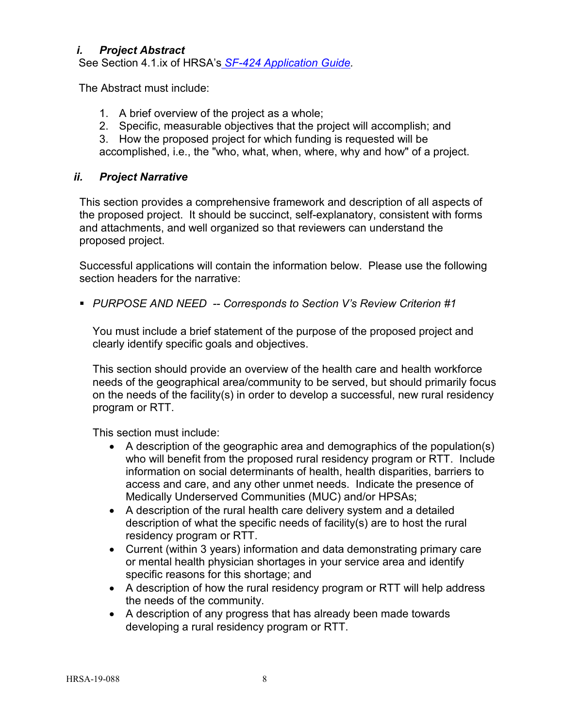### *i. Project Abstract*

See Section 4.1.ix of HRSA's [SF-424 Application Guide](#).

The Abstract must include:

1. A brief overview of the project as a whole;
2. Specific, measurable objectives that the project will accomplish; and
3. How the proposed project for which funding is requested will be accomplished, i.e., the "who, what, when, where, why and how" of a project.

### *ii. Project Narrative*

This section provides a comprehensive framework and description of all aspects of the proposed project. It should be succinct, self-explanatory, consistent with forms and attachments, and well organized so that reviewers can understand the proposed project.

Successful applications will contain the information below. Please use the following section headers for the narrative:

- *PURPOSE AND NEED -- Corresponds to Section V's Review Criterion #1*

  You must include a brief statement of the purpose of the proposed project and clearly identify specific goals and objectives.

  This section should provide an overview of the health care and health workforce needs of the geographical area/community to be served, but should primarily focus on the needs of the facility(s) in order to develop a successful, new rural residency program or RTT.

  This section must include:

  - A description of the geographic area and demographics of the population(s) who will benefit from the proposed rural residency program or RTT. Include information on social determinants of health, health disparities, barriers to access and care, and any other unmet needs. Indicate the presence of Medically Underserved Communities (MUC) and/or HPSAs;
  - A description of the rural health care delivery system and a detailed description of what the specific needs of facility(s) are to host the rural residency program or RTT.
  - Current (within 3 years) information and data demonstrating primary care or mental health physician shortages in your service area and identify specific reasons for this shortage; and
  - A description of how the rural residency program or RTT will help address the needs of the community.
  - A description of any progress that has already been made towards developing a rural residency program or RTT.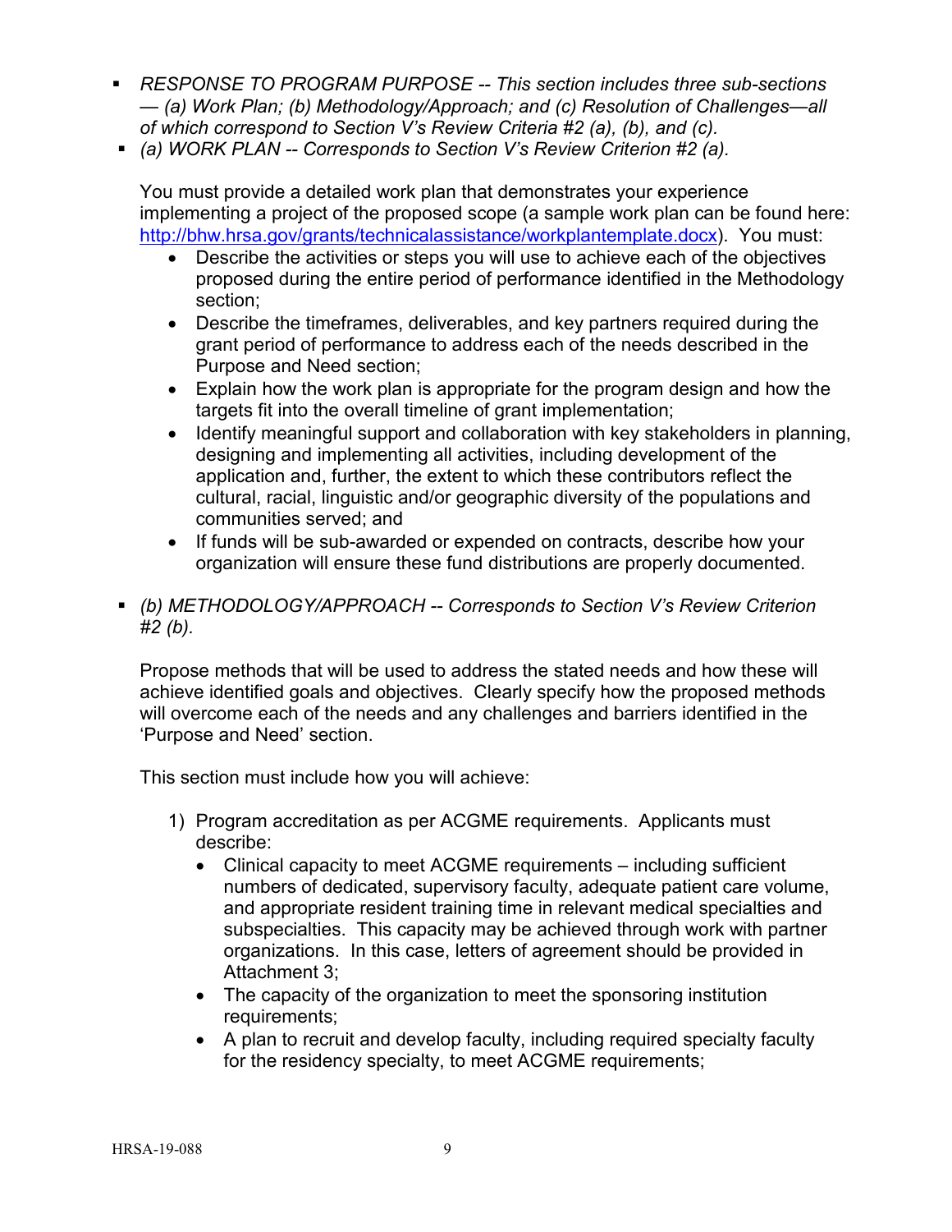- *RESPONSE TO PROGRAM PURPOSE -- This section includes three sub-sections — (a) Work Plan; (b) Methodology/Approach; and (c) Resolution of Challenges—all of which correspond to Section V's Review Criteria #2 (a), (b), and (c).*
- *(a) WORK PLAN -- Corresponds to Section V's Review Criterion #2 (a).*

  You must provide a detailed work plan that demonstrates your experience implementing a project of the proposed scope (a sample work plan can be found here: [http://bhw.hrsa.gov/grants/technicalassistance/workplantemplate.docx](http://bhw.hrsa.gov/grants/technicalassistance/workplantemplate.docx)). You must:

  - Describe the activities or steps you will use to achieve each of the objectives proposed during the entire period of performance identified in the Methodology section;
  - Describe the timeframes, deliverables, and key partners required during the grant period of performance to address each of the needs described in the Purpose and Need section;
  - Explain how the work plan is appropriate for the program design and how the targets fit into the overall timeline of grant implementation;
  - Identify meaningful support and collaboration with key stakeholders in planning, designing and implementing all activities, including development of the application and, further, the extent to which these contributors reflect the cultural, racial, linguistic and/or geographic diversity of the populations and communities served; and
  - If funds will be sub-awarded or expended on contracts, describe how your organization will ensure these fund distributions are properly documented.

- *(b) METHODOLOGY/APPROACH -- Corresponds to Section V's Review Criterion #2 (b).*

  Propose methods that will be used to address the stated needs and how these will achieve identified goals and objectives. Clearly specify how the proposed methods will overcome each of the needs and any challenges and barriers identified in the 'Purpose and Need' section.

  This section must include how you will achieve:

  1) Program accreditation as per ACGME requirements. Applicants must describe:
     - Clinical capacity to meet ACGME requirements – including sufficient numbers of dedicated, supervisory faculty, adequate patient care volume, and appropriate resident training time in relevant medical specialties and subspecialties. This capacity may be achieved through work with partner organizations. In this case, letters of agreement should be provided in Attachment 3;
     - The capacity of the organization to meet the sponsoring institution requirements;
     - A plan to recruit and develop faculty, including required specialty faculty for the residency specialty, to meet ACGME requirements;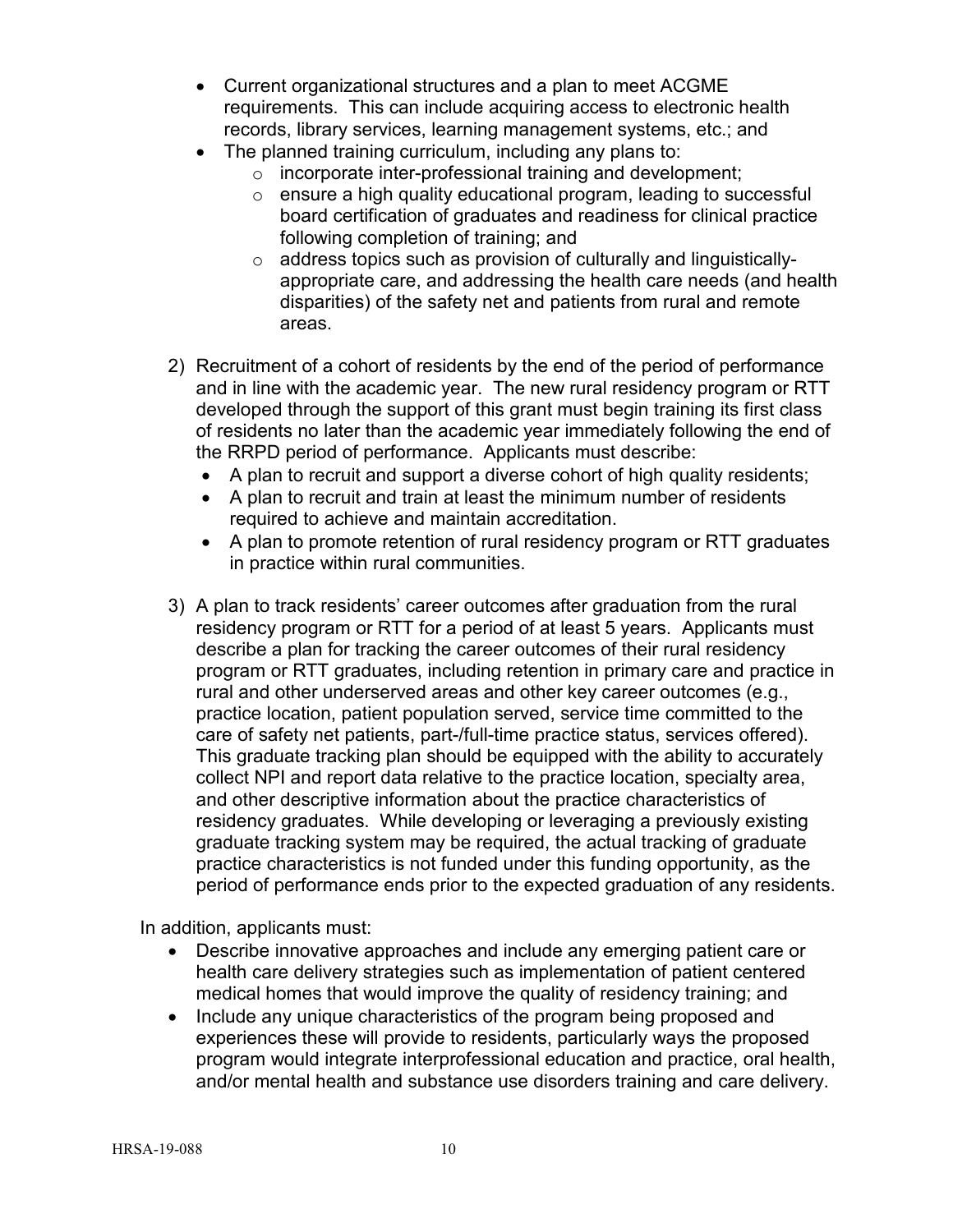- Current organizational structures and a plan to meet ACGME requirements. This can include acquiring access to electronic health records, library services, learning management systems, etc.; and
- The planned training curriculum, including any plans to:
  - incorporate inter-professional training and development;
  - ensure a high quality educational program, leading to successful board certification of graduates and readiness for clinical practice following completion of training; and
  - address topics such as provision of culturally and linguistically-appropriate care, and addressing the health care needs (and health disparities) of the safety net and patients from rural and remote areas.

2) Recruitment of a cohort of residents by the end of the period of performance and in line with the academic year. The new rural residency program or RTT developed through the support of this grant must begin training its first class of residents no later than the academic year immediately following the end of the RRPD period of performance. Applicants must describe:
   - A plan to recruit and support a diverse cohort of high quality residents;
   - A plan to recruit and train at least the minimum number of residents required to achieve and maintain accreditation.
   - A plan to promote retention of rural residency program or RTT graduates in practice within rural communities.

3) A plan to track residents' career outcomes after graduation from the rural residency program or RTT for a period of at least 5 years. Applicants must describe a plan for tracking the career outcomes of their rural residency program or RTT graduates, including retention in primary care and practice in rural and other underserved areas and other key career outcomes (e.g., practice location, patient population served, service time committed to the care of safety net patients, part-/full-time practice status, services offered). This graduate tracking plan should be equipped with the ability to accurately collect NPI and report data relative to the practice location, specialty area, and other descriptive information about the practice characteristics of residency graduates. While developing or leveraging a previously existing graduate tracking system may be required, the actual tracking of graduate practice characteristics is not funded under this funding opportunity, as the period of performance ends prior to the expected graduation of any residents.

In addition, applicants must:

- Describe innovative approaches and include any emerging patient care or health care delivery strategies such as implementation of patient centered medical homes that would improve the quality of residency training; and
- Include any unique characteristics of the program being proposed and experiences these will provide to residents, particularly ways the proposed program would integrate interprofessional education and practice, oral health, and/or mental health and substance use disorders training and care delivery.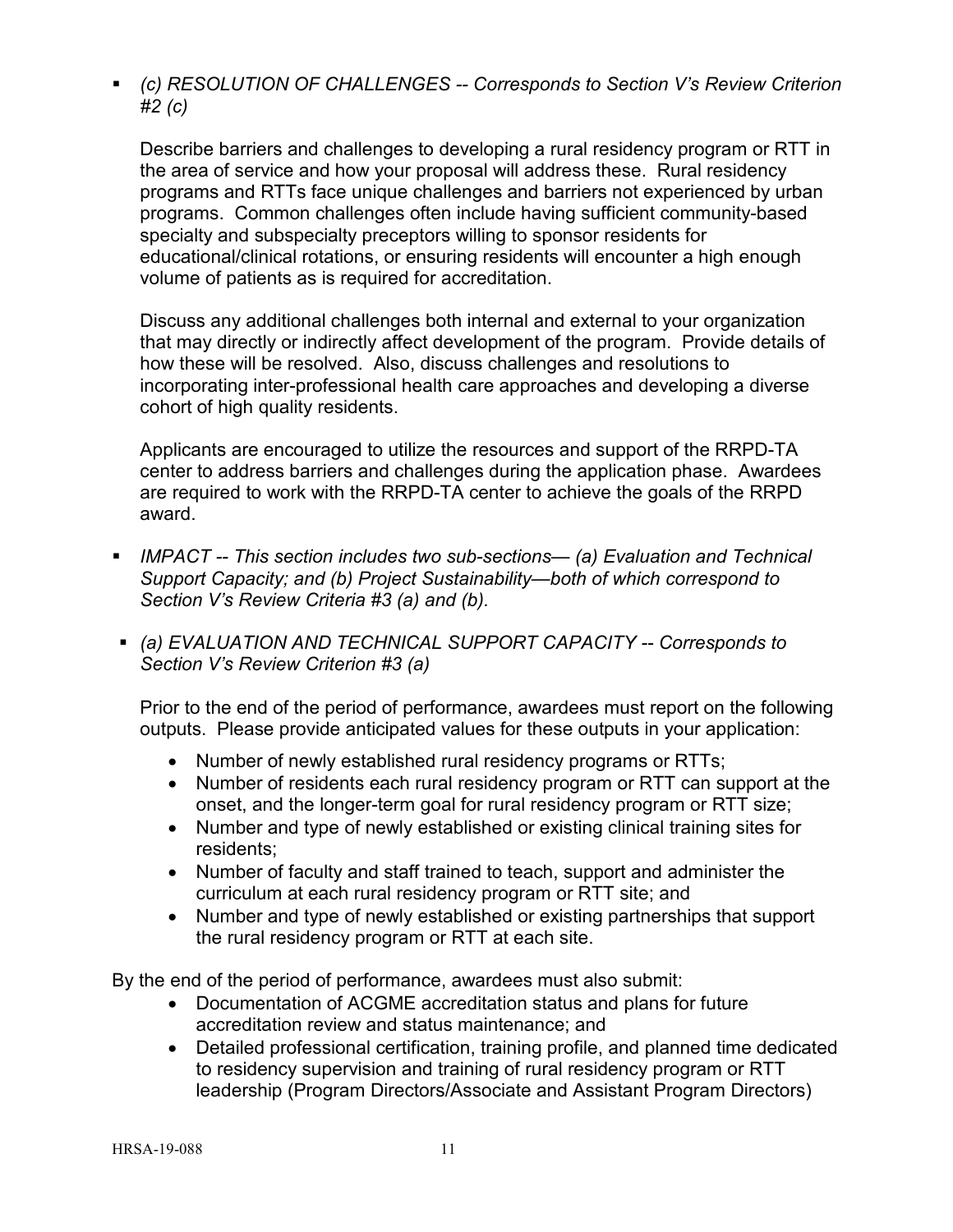- *(c) RESOLUTION OF CHALLENGES -- Corresponds to Section V's Review Criterion #2 (c)*

  Describe barriers and challenges to developing a rural residency program or RTT in the area of service and how your proposal will address these. Rural residency programs and RTTs face unique challenges and barriers not experienced by urban programs. Common challenges often include having sufficient community-based specialty and subspecialty preceptors willing to sponsor residents for educational/clinical rotations, or ensuring residents will encounter a high enough volume of patients as is required for accreditation.

  Discuss any additional challenges both internal and external to your organization that may directly or indirectly affect development of the program. Provide details of how these will be resolved. Also, discuss challenges and resolutions to incorporating inter-professional health care approaches and developing a diverse cohort of high quality residents.

  Applicants are encouraged to utilize the resources and support of the RRPD-TA center to address barriers and challenges during the application phase. Awardees are required to work with the RRPD-TA center to achieve the goals of the RRPD award.

- *IMPACT -- This section includes two sub-sections— (a) Evaluation and Technical Support Capacity; and (b) Project Sustainability—both of which correspond to Section V's Review Criteria #3 (a) and (b).*

- *(a) EVALUATION AND TECHNICAL SUPPORT CAPACITY -- Corresponds to Section V's Review Criterion #3 (a)*

  Prior to the end of the period of performance, awardees must report on the following outputs. Please provide anticipated values for these outputs in your application:

  - Number of newly established rural residency programs or RTTs;
  - Number of residents each rural residency program or RTT can support at the onset, and the longer-term goal for rural residency program or RTT size;
  - Number and type of newly established or existing clinical training sites for residents;
  - Number of faculty and staff trained to teach, support and administer the curriculum at each rural residency program or RTT site; and
  - Number and type of newly established or existing partnerships that support the rural residency program or RTT at each site.

By the end of the period of performance, awardees must also submit:

- Documentation of ACGME accreditation status and plans for future accreditation review and status maintenance; and
- Detailed professional certification, training profile, and planned time dedicated to residency supervision and training of rural residency program or RTT leadership (Program Directors/Associate and Assistant Program Directors)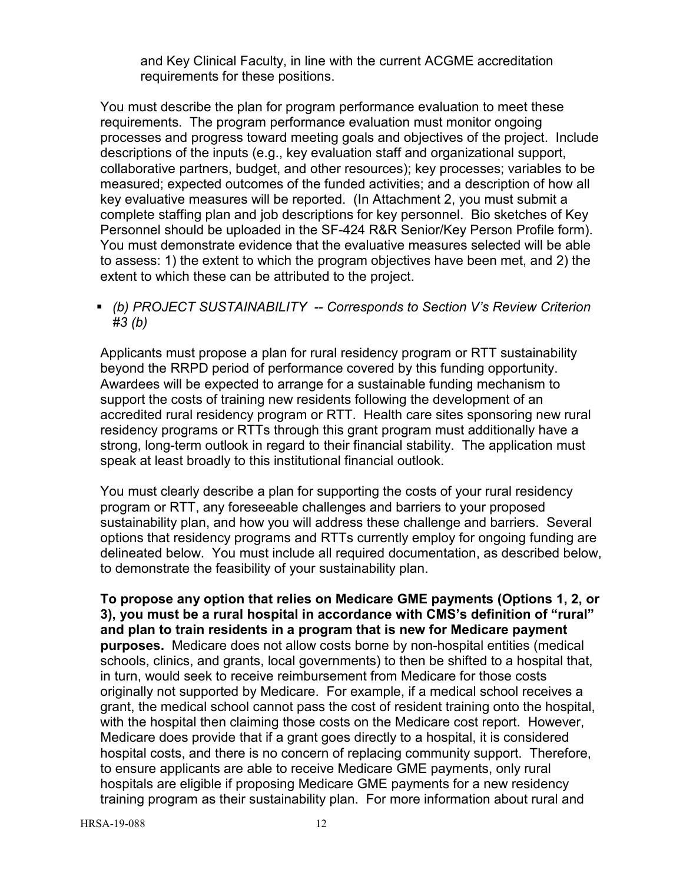and Key Clinical Faculty, in line with the current ACGME accreditation requirements for these positions.

You must describe the plan for program performance evaluation to meet these requirements. The program performance evaluation must monitor ongoing processes and progress toward meeting goals and objectives of the project. Include descriptions of the inputs (e.g., key evaluation staff and organizational support, collaborative partners, budget, and other resources); key processes; variables to be measured; expected outcomes of the funded activities; and a description of how all key evaluative measures will be reported. (In Attachment 2, you must submit a complete staffing plan and job descriptions for key personnel. Bio sketches of Key Personnel should be uploaded in the SF-424 R&R Senior/Key Person Profile form). You must demonstrate evidence that the evaluative measures selected will be able to assess: 1) the extent to which the program objectives have been met, and 2) the extent to which these can be attributed to the project.

- *(b) PROJECT SUSTAINABILITY -- Corresponds to Section V's Review Criterion #3 (b)*

Applicants must propose a plan for rural residency program or RTT sustainability beyond the RRPD period of performance covered by this funding opportunity. Awardees will be expected to arrange for a sustainable funding mechanism to support the costs of training new residents following the development of an accredited rural residency program or RTT. Health care sites sponsoring new rural residency programs or RTTs through this grant program must additionally have a strong, long-term outlook in regard to their financial stability. The application must speak at least broadly to this institutional financial outlook.

You must clearly describe a plan for supporting the costs of your rural residency program or RTT, any foreseeable challenges and barriers to your proposed sustainability plan, and how you will address these challenge and barriers. Several options that residency programs and RTTs currently employ for ongoing funding are delineated below. You must include all required documentation, as described below, to demonstrate the feasibility of your sustainability plan.

**To propose any option that relies on Medicare GME payments (Options 1, 2, or 3), you must be a rural hospital in accordance with CMS's definition of "rural" and plan to train residents in a program that is new for Medicare payment purposes.** Medicare does not allow costs borne by non-hospital entities (medical schools, clinics, and grants, local governments) to then be shifted to a hospital that, in turn, would seek to receive reimbursement from Medicare for those costs originally not supported by Medicare. For example, if a medical school receives a grant, the medical school cannot pass the cost of resident training onto the hospital, with the hospital then claiming those costs on the Medicare cost report. However, Medicare does provide that if a grant goes directly to a hospital, it is considered hospital costs, and there is no concern of replacing community support. Therefore, to ensure applicants are able to receive Medicare GME payments, only rural hospitals are eligible if proposing Medicare GME payments for a new residency training program as their sustainability plan. For more information about rural and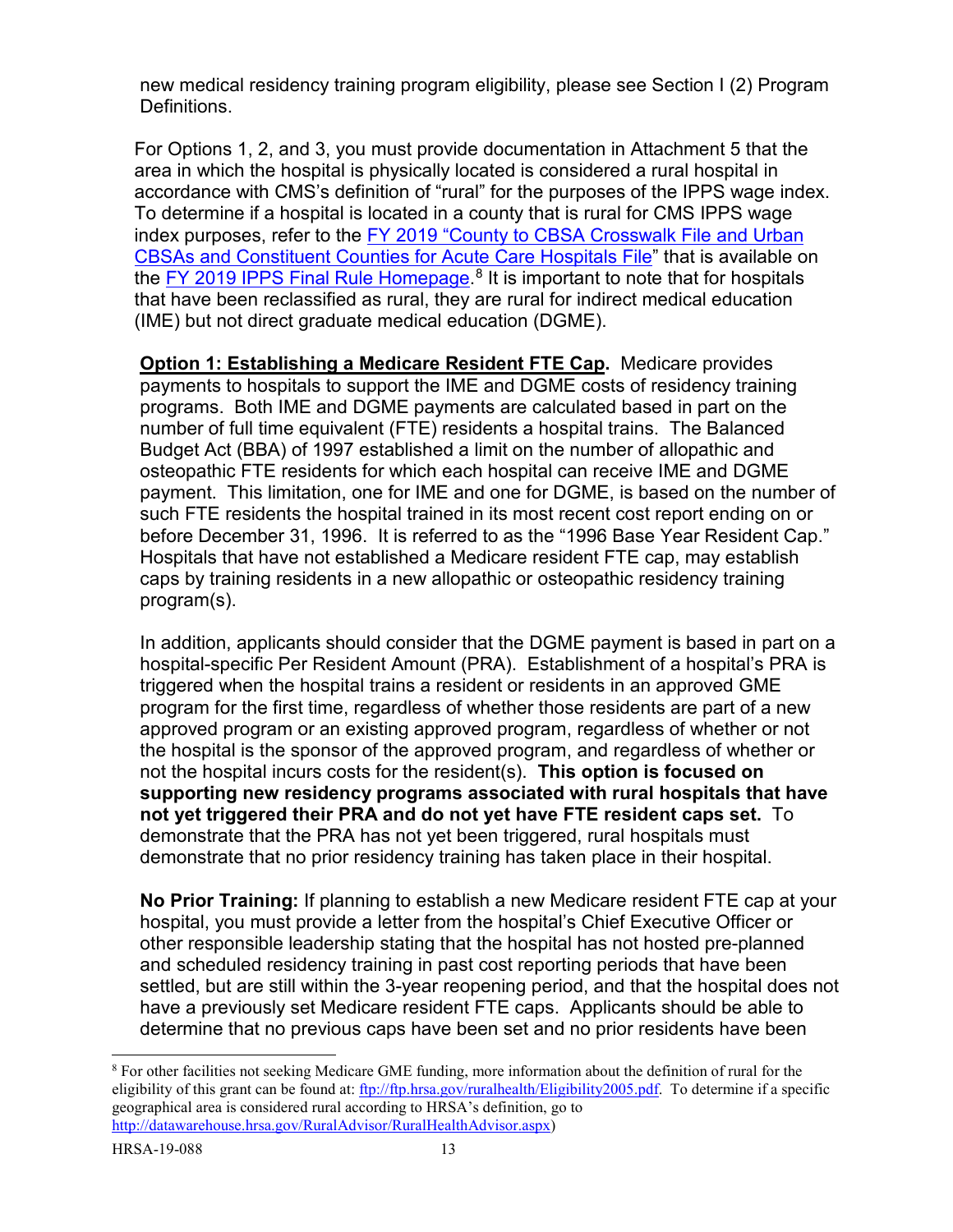new medical residency training program eligibility, please see Section I (2) Program Definitions.

For Options 1, 2, and 3, you must provide documentation in Attachment 5 that the area in which the hospital is physically located is considered a rural hospital in accordance with CMS's definition of "rural" for the purposes of the IPPS wage index. To determine if a hospital is located in a county that is rural for CMS IPPS wage index purposes, refer to the FY 2019 "County to CBSA Crosswalk File and Urban CBSAs and Constituent Counties for Acute Care Hospitals File" that is available on the FY 2019 IPPS Final Rule Homepage.[8] It is important to note that for hospitals that have been reclassified as rural, they are rural for indirect medical education (IME) but not direct graduate medical education (DGME).

**Option 1: Establishing a Medicare Resident FTE Cap.** Medicare provides payments to hospitals to support the IME and DGME costs of residency training programs. Both IME and DGME payments are calculated based in part on the number of full time equivalent (FTE) residents a hospital trains. The Balanced Budget Act (BBA) of 1997 established a limit on the number of allopathic and osteopathic FTE residents for which each hospital can receive IME and DGME payment. This limitation, one for IME and one for DGME, is based on the number of such FTE residents the hospital trained in its most recent cost report ending on or before December 31, 1996. It is referred to as the "1996 Base Year Resident Cap." Hospitals that have not established a Medicare resident FTE cap, may establish caps by training residents in a new allopathic or osteopathic residency training program(s).

In addition, applicants should consider that the DGME payment is based in part on a hospital-specific Per Resident Amount (PRA). Establishment of a hospital's PRA is triggered when the hospital trains a resident or residents in an approved GME program for the first time, regardless of whether those residents are part of a new approved program or an existing approved program, regardless of whether or not the hospital is the sponsor of the approved program, and regardless of whether or not the hospital incurs costs for the resident(s). **This option is focused on supporting new residency programs associated with rural hospitals that have not yet triggered their PRA and do not yet have FTE resident caps set.** To demonstrate that the PRA has not yet been triggered, rural hospitals must demonstrate that no prior residency training has taken place in their hospital.

**No Prior Training:** If planning to establish a new Medicare resident FTE cap at your hospital, you must provide a letter from the hospital's Chief Executive Officer or other responsible leadership stating that the hospital has not hosted pre-planned and scheduled residency training in past cost reporting periods that have been settled, but are still within the 3-year reopening period, and that the hospital does not have a previously set Medicare resident FTE caps. Applicants should be able to determine that no previous caps have been set and no prior residents have been

---

[8] For other facilities not seeking Medicare GME funding, more information about the definition of rural for the eligibility of this grant can be found at: ftp://ftp.hrsa.gov/ruralhealth/Eligibility2005.pdf. To determine if a specific geographical area is considered rural according to HRSA's definition, go to http://datawarehouse.hrsa.gov/RuralAdvisor/RuralHealthAdvisor.aspx)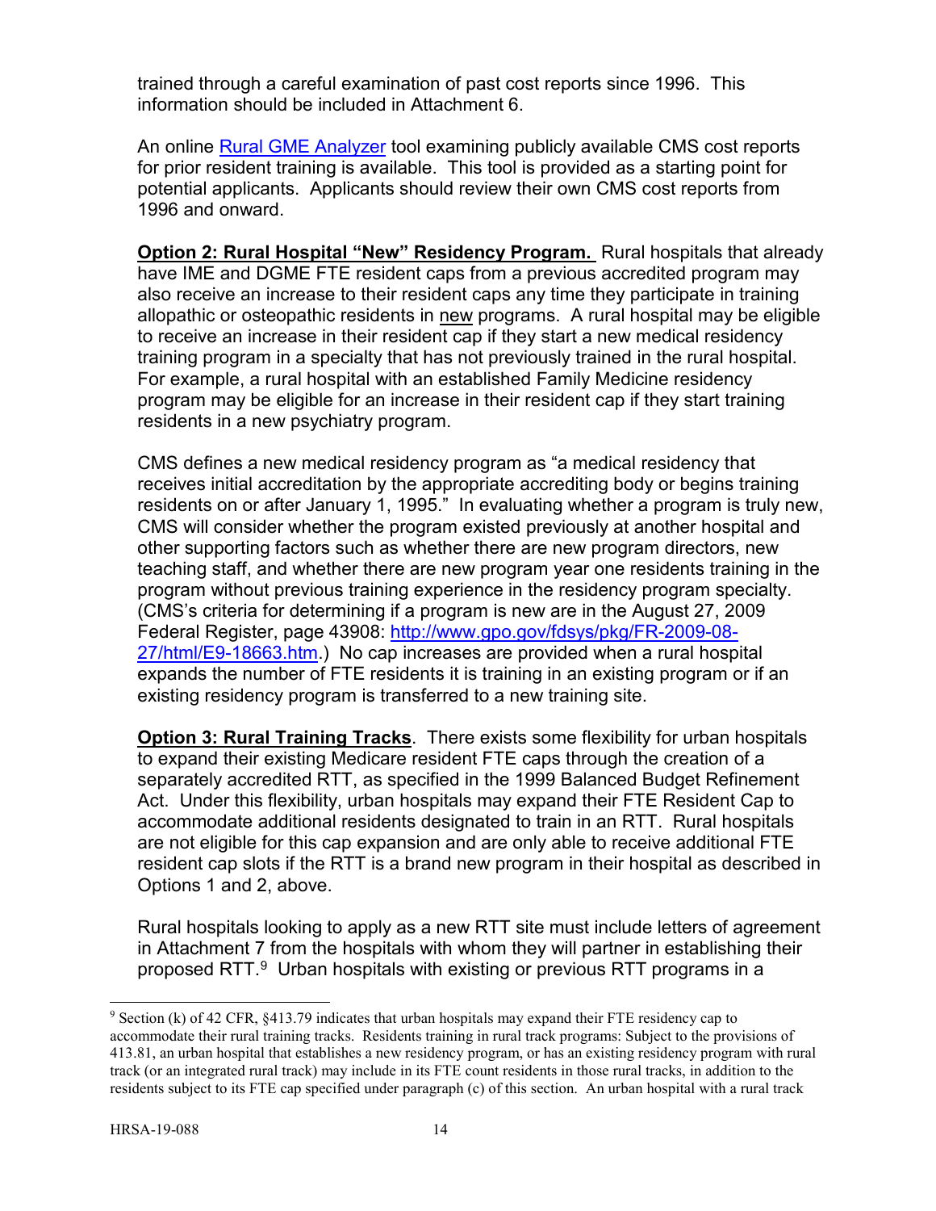trained through a careful examination of past cost reports since 1996. This information should be included in Attachment 6.

An online [Rural GME Analyzer](#) tool examining publicly available CMS cost reports for prior resident training is available. This tool is provided as a starting point for potential applicants. Applicants should review their own CMS cost reports from 1996 and onward.

**Option 2: Rural Hospital "New" Residency Program.** Rural hospitals that already have IME and DGME FTE resident caps from a previous accredited program may also receive an increase to their resident caps any time they participate in training allopathic or osteopathic residents in new programs. A rural hospital may be eligible to receive an increase in their resident cap if they start a new medical residency training program in a specialty that has not previously trained in the rural hospital. For example, a rural hospital with an established Family Medicine residency program may be eligible for an increase in their resident cap if they start training residents in a new psychiatry program.

CMS defines a new medical residency program as "a medical residency that receives initial accreditation by the appropriate accrediting body or begins training residents on or after January 1, 1995." In evaluating whether a program is truly new, CMS will consider whether the program existed previously at another hospital and other supporting factors such as whether there are new program directors, new teaching staff, and whether there are new program year one residents training in the program without previous training experience in the residency program specialty. (CMS's criteria for determining if a program is new are in the August 27, 2009 Federal Register, page 43908: [http://www.gpo.gov/fdsys/pkg/FR-2009-08-27/html/E9-18663.htm](http://www.gpo.gov/fdsys/pkg/FR-2009-08-27/html/E9-18663.htm).) No cap increases are provided when a rural hospital expands the number of FTE residents it is training in an existing program or if an existing residency program is transferred to a new training site.

**Option 3: Rural Training Tracks**. There exists some flexibility for urban hospitals to expand their existing Medicare resident FTE caps through the creation of a separately accredited RTT, as specified in the 1999 Balanced Budget Refinement Act. Under this flexibility, urban hospitals may expand their FTE Resident Cap to accommodate additional residents designated to train in an RTT. Rural hospitals are not eligible for this cap expansion and are only able to receive additional FTE resident cap slots if the RTT is a brand new program in their hospital as described in Options 1 and 2, above.

Rural hospitals looking to apply as a new RTT site must include letters of agreement in Attachment 7 from the hospitals with whom they will partner in establishing their proposed RTT.[9] Urban hospitals with existing or previous RTT programs in a

[9] Section (k) of 42 CFR, §413.79 indicates that urban hospitals may expand their FTE residency cap to accommodate their rural training tracks. Residents training in rural track programs: Subject to the provisions of 413.81, an urban hospital that establishes a new residency program, or has an existing residency program with rural track (or an integrated rural track) may include in its FTE count residents in those rural tracks, in addition to the residents subject to its FTE cap specified under paragraph (c) of this section. An urban hospital with a rural track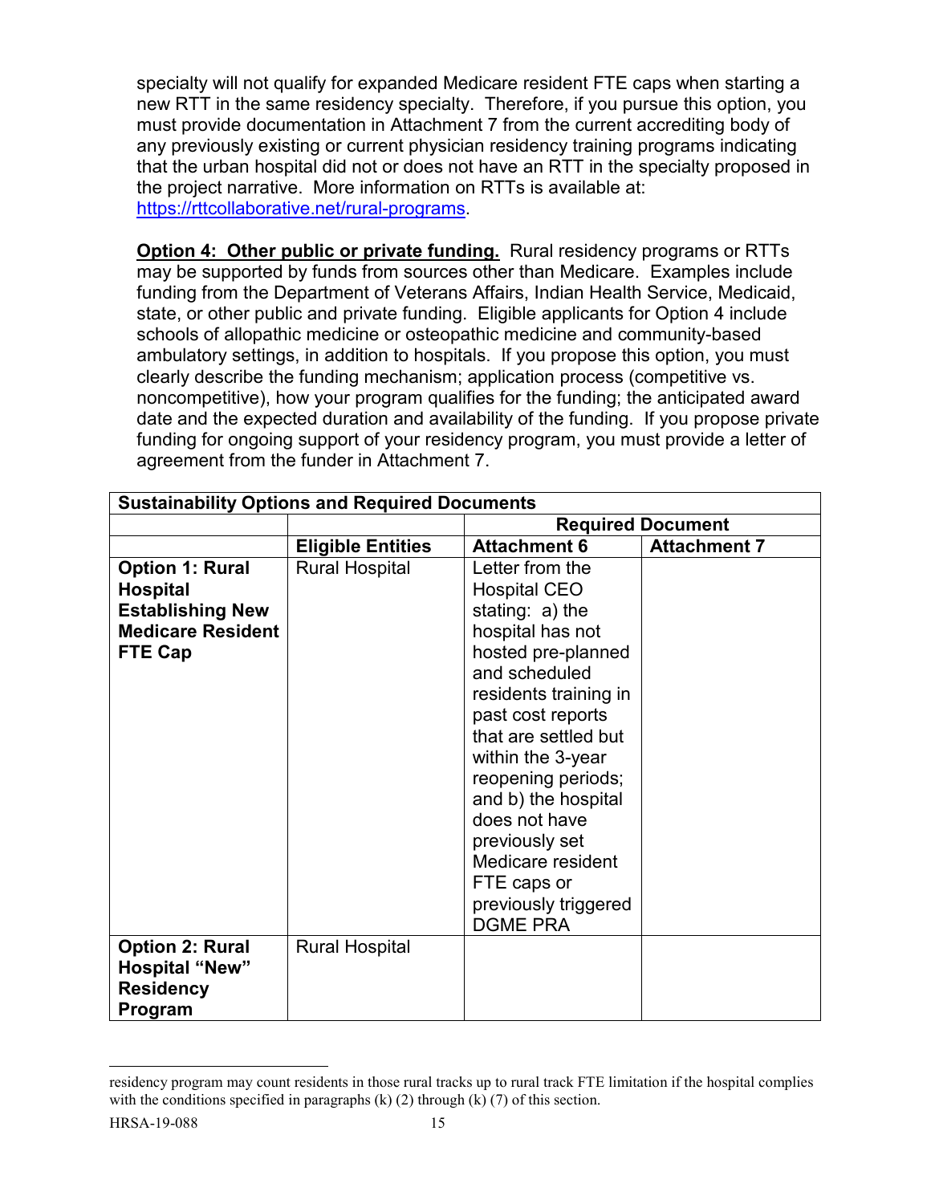specialty will not qualify for expanded Medicare resident FTE caps when starting a new RTT in the same residency specialty. Therefore, if you pursue this option, you must provide documentation in Attachment 7 from the current accrediting body of any previously existing or current physician residency training programs indicating that the urban hospital did not or does not have an RTT in the specialty proposed in the project narrative. More information on RTTs is available at: [https://rttcollaborative.net/rural-programs](https://rttcollaborative.net/rural-programs).

**Option 4: Other public or private funding.** Rural residency programs or RTTs may be supported by funds from sources other than Medicare. Examples include funding from the Department of Veterans Affairs, Indian Health Service, Medicaid, state, or other public and private funding. Eligible applicants for Option 4 include schools of allopathic medicine or osteopathic medicine and community-based ambulatory settings, in addition to hospitals. If you propose this option, you must clearly describe the funding mechanism; application process (competitive vs. noncompetitive), how your program qualifies for the funding; the anticipated award date and the expected duration and availability of the funding. If you propose private funding for ongoing support of your residency program, you must provide a letter of agreement from the funder in Attachment 7.

| **Sustainability Options and Required Documents** | | | |
|---|---|---|---|
| | | **Required Document** | |
| | **Eligible Entities** | **Attachment 6** | **Attachment 7** |
| **Option 1: Rural Hospital Establishing New Medicare Resident FTE Cap** | Rural Hospital | Letter from the Hospital CEO stating: a) the hospital has not hosted pre-planned and scheduled residents training in past cost reports that are settled but within the 3-year reopening periods; and b) the hospital does not have previously set Medicare resident FTE caps or previously triggered DGME PRA | |
| **Option 2: Rural Hospital "New" Residency Program** | Rural Hospital | | |

---

residency program may count residents in those rural tracks up to rural track FTE limitation if the hospital complies with the conditions specified in paragraphs (k) (2) through (k) (7) of this section.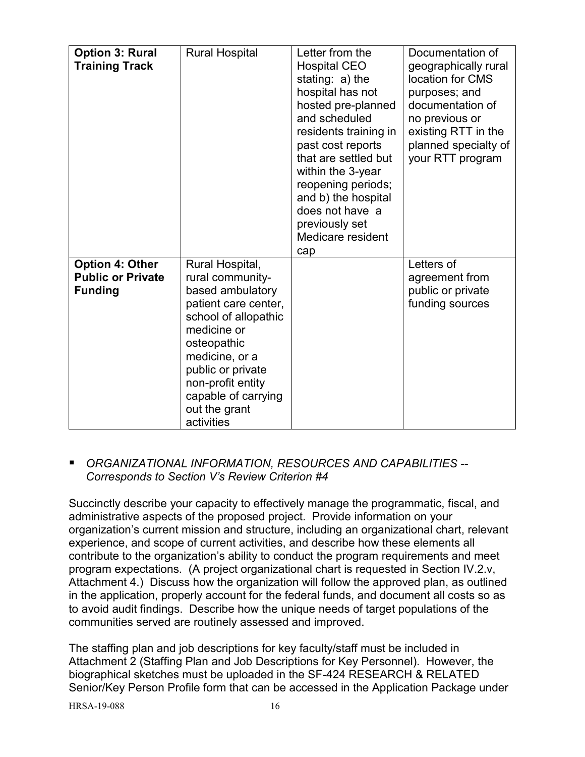| **Option 3: Rural Training Track** | Rural Hospital | Letter from the Hospital CEO stating: a) the hospital has not hosted pre-planned and scheduled residents training in past cost reports that are settled but within the 3-year reopening periods; and b) the hospital does not have a previously set Medicare resident cap | Documentation of geographically rural location for CMS purposes; and documentation of no previous or existing RTT in the planned specialty of your RTT program |
|---|---|---|---|
| **Option 4: Other Public or Private Funding** | Rural Hospital, rural community-based ambulatory patient care center, school of allopathic medicine or osteopathic medicine, or a public or private non-profit entity capable of carrying out the grant activities | | Letters of agreement from public or private funding sources |

- *ORGANIZATIONAL INFORMATION, RESOURCES AND CAPABILITIES -- Corresponds to Section V's Review Criterion #4*

Succinctly describe your capacity to effectively manage the programmatic, fiscal, and administrative aspects of the proposed project. Provide information on your organization's current mission and structure, including an organizational chart, relevant experience, and scope of current activities, and describe how these elements all contribute to the organization's ability to conduct the program requirements and meet program expectations. (A project organizational chart is requested in Section IV.2.v, Attachment 4.) Discuss how the organization will follow the approved plan, as outlined in the application, properly account for the federal funds, and document all costs so as to avoid audit findings. Describe how the unique needs of target populations of the communities served are routinely assessed and improved.

The staffing plan and job descriptions for key faculty/staff must be included in Attachment 2 (Staffing Plan and Job Descriptions for Key Personnel). However, the biographical sketches must be uploaded in the SF-424 RESEARCH & RELATED Senior/Key Person Profile form that can be accessed in the Application Package under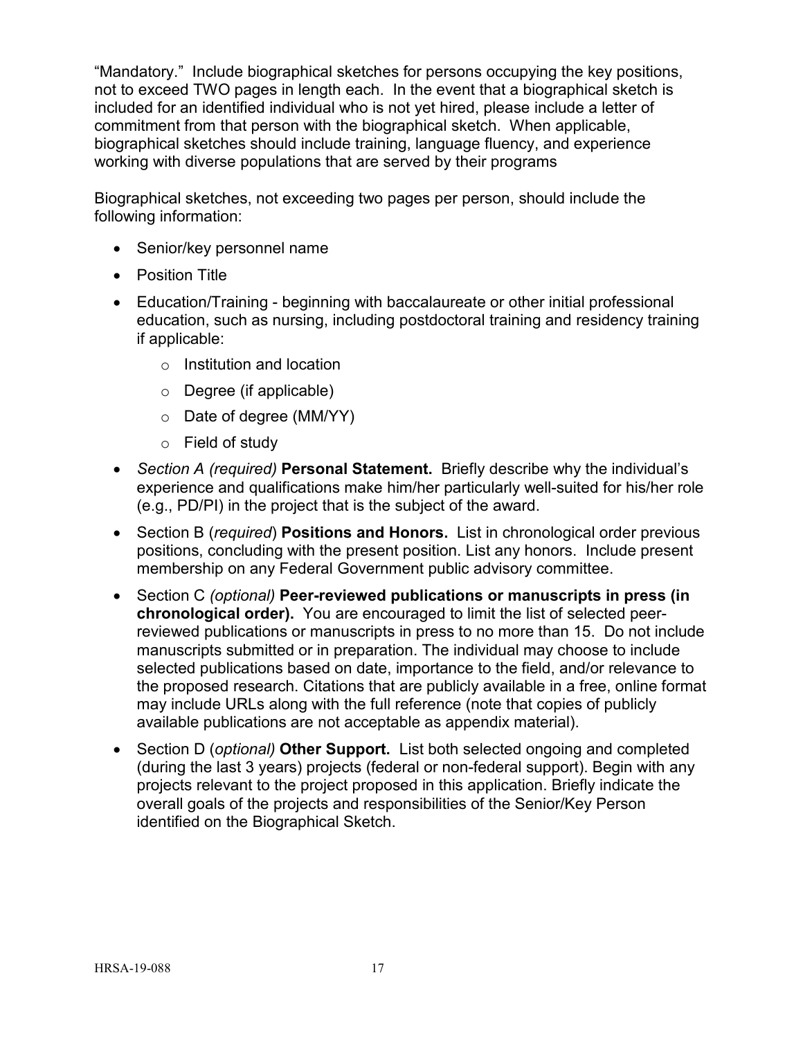"Mandatory." Include biographical sketches for persons occupying the key positions, not to exceed TWO pages in length each. In the event that a biographical sketch is included for an identified individual who is not yet hired, please include a letter of commitment from that person with the biographical sketch. When applicable, biographical sketches should include training, language fluency, and experience working with diverse populations that are served by their programs

Biographical sketches, not exceeding two pages per person, should include the following information:

- Senior/key personnel name
- Position Title
- Education/Training - beginning with baccalaureate or other initial professional education, such as nursing, including postdoctoral training and residency training if applicable:
  - Institution and location
  - Degree (if applicable)
  - Date of degree (MM/YY)
  - Field of study
- *Section A (required)* **Personal Statement.** Briefly describe why the individual's experience and qualifications make him/her particularly well-suited for his/her role (e.g., PD/PI) in the project that is the subject of the award.
- Section B (*required*) **Positions and Honors.** List in chronological order previous positions, concluding with the present position. List any honors. Include present membership on any Federal Government public advisory committee.
- Section C *(optional)* **Peer-reviewed publications or manuscripts in press (in chronological order).** You are encouraged to limit the list of selected peer-reviewed publications or manuscripts in press to no more than 15. Do not include manuscripts submitted or in preparation. The individual may choose to include selected publications based on date, importance to the field, and/or relevance to the proposed research. Citations that are publicly available in a free, online format may include URLs along with the full reference (note that copies of publicly available publications are not acceptable as appendix material).
- Section D (*optional)* **Other Support.** List both selected ongoing and completed (during the last 3 years) projects (federal or non-federal support). Begin with any projects relevant to the project proposed in this application. Briefly indicate the overall goals of the projects and responsibilities of the Senior/Key Person identified on the Biographical Sketch.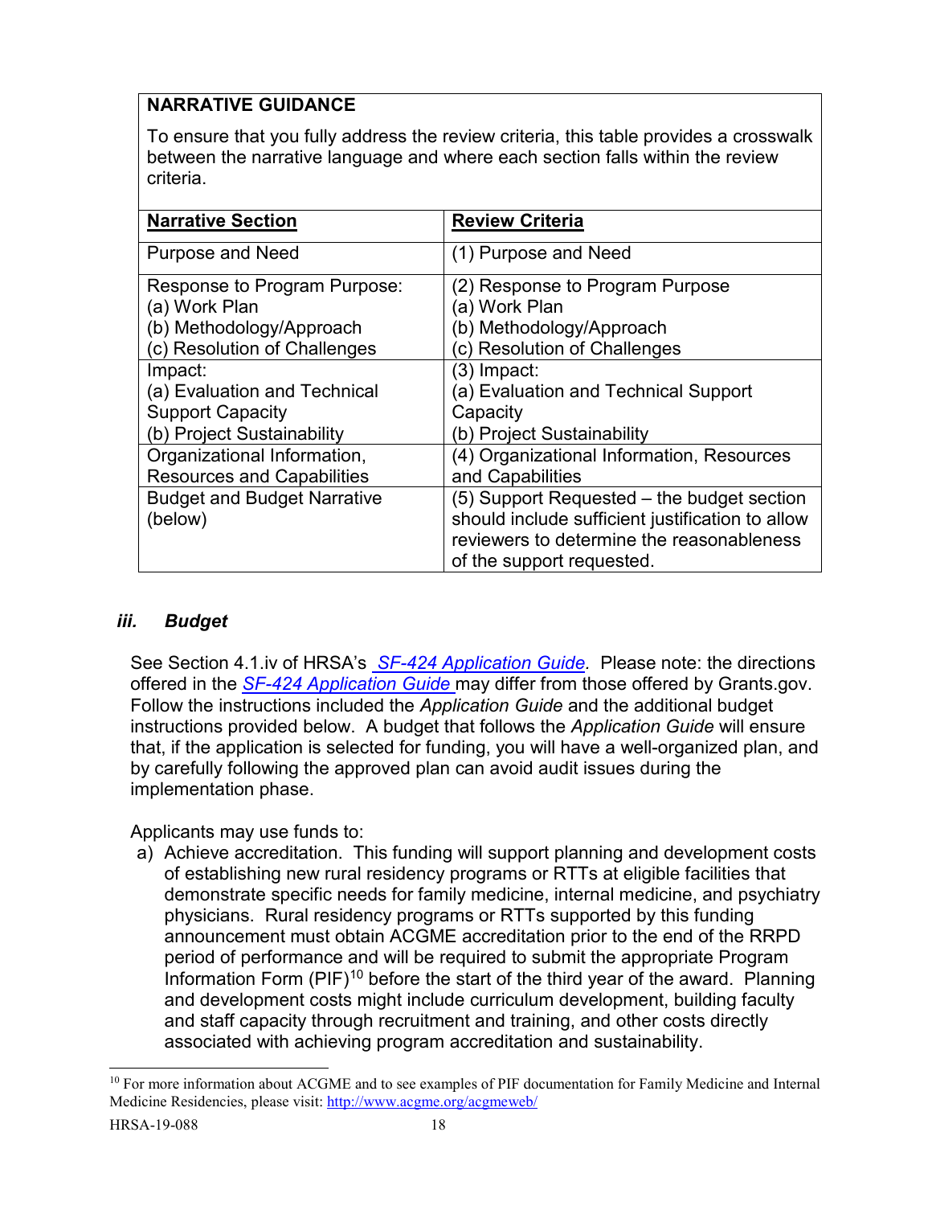**NARRATIVE GUIDANCE**

To ensure that you fully address the review criteria, this table provides a crosswalk between the narrative language and where each section falls within the review criteria.

| Narrative Section | Review Criteria |
|---|---|
| Purpose and Need | (1) Purpose and Need |
| Response to Program Purpose:<br>(a) Work Plan<br>(b) Methodology/Approach<br>(c) Resolution of Challenges | (2) Response to Program Purpose<br>(a) Work Plan<br>(b) Methodology/Approach<br>(c) Resolution of Challenges |
| Impact:<br>(a) Evaluation and Technical Support Capacity<br>(b) Project Sustainability | (3) Impact:<br>(a) Evaluation and Technical Support Capacity<br>(b) Project Sustainability |
| Organizational Information, Resources and Capabilities | (4) Organizational Information, Resources and Capabilities |
| Budget and Budget Narrative (below) | (5) Support Requested – the budget section should include sufficient justification to allow reviewers to determine the reasonableness of the support requested. |

### *iii. Budget*

See Section 4.1.iv of HRSA's *SF-424 Application Guide.* Please note: the directions offered in the *SF-424 Application Guide* may differ from those offered by Grants.gov. Follow the instructions included the *Application Guide* and the additional budget instructions provided below. A budget that follows the *Application Guide* will ensure that, if the application is selected for funding, you will have a well-organized plan, and by carefully following the approved plan can avoid audit issues during the implementation phase.

Applicants may use funds to:

a) Achieve accreditation. This funding will support planning and development costs of establishing new rural residency programs or RTTs at eligible facilities that demonstrate specific needs for family medicine, internal medicine, and psychiatry physicians. Rural residency programs or RTTs supported by this funding announcement must obtain ACGME accreditation prior to the end of the RRPD period of performance and will be required to submit the appropriate Program Information Form (PIF)[10] before the start of the third year of the award. Planning and development costs might include curriculum development, building faculty and staff capacity through recruitment and training, and other costs directly associated with achieving program accreditation and sustainability.

[10] For more information about ACGME and to see examples of PIF documentation for Family Medicine and Internal Medicine Residencies, please visit: http://www.acgme.org/acgmeweb/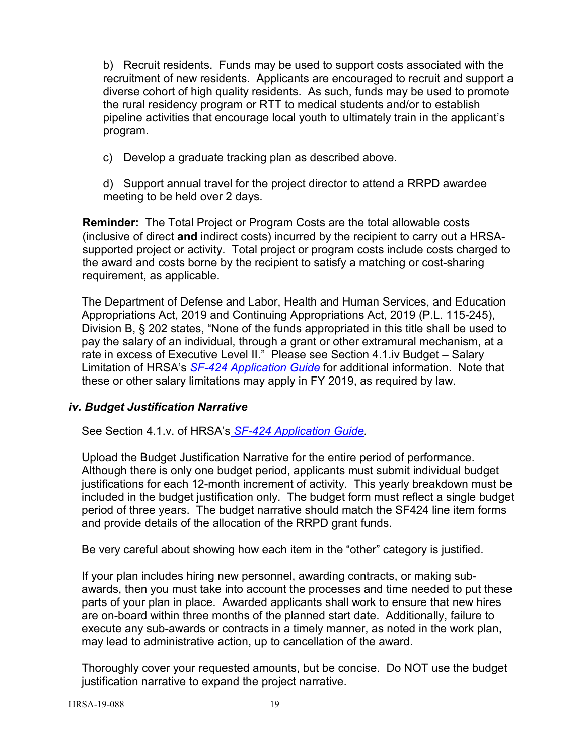b) Recruit residents. Funds may be used to support costs associated with the recruitment of new residents. Applicants are encouraged to recruit and support a diverse cohort of high quality residents. As such, funds may be used to promote the rural residency program or RTT to medical students and/or to establish pipeline activities that encourage local youth to ultimately train in the applicant's program.

c) Develop a graduate tracking plan as described above.

d) Support annual travel for the project director to attend a RRPD awardee meeting to be held over 2 days.

**Reminder:** The Total Project or Program Costs are the total allowable costs (inclusive of direct **and** indirect costs) incurred by the recipient to carry out a HRSA-supported project or activity. Total project or program costs include costs charged to the award and costs borne by the recipient to satisfy a matching or cost-sharing requirement, as applicable.

The Department of Defense and Labor, Health and Human Services, and Education Appropriations Act, 2019 and Continuing Appropriations Act, 2019 (P.L. 115-245), Division B, § 202 states, "None of the funds appropriated in this title shall be used to pay the salary of an individual, through a grant or other extramural mechanism, at a rate in excess of Executive Level II." Please see Section 4.1.iv Budget – Salary Limitation of HRSA's *SF-424 Application Guide* for additional information. Note that these or other salary limitations may apply in FY 2019, as required by law.

### *iv. Budget Justification Narrative*

See Section 4.1.v. of HRSA's *SF-424 Application Guide.*

Upload the Budget Justification Narrative for the entire period of performance. Although there is only one budget period, applicants must submit individual budget justifications for each 12-month increment of activity. This yearly breakdown must be included in the budget justification only. The budget form must reflect a single budget period of three years. The budget narrative should match the SF424 line item forms and provide details of the allocation of the RRPD grant funds.

Be very careful about showing how each item in the "other" category is justified.

If your plan includes hiring new personnel, awarding contracts, or making sub-awards, then you must take into account the processes and time needed to put these parts of your plan in place. Awarded applicants shall work to ensure that new hires are on-board within three months of the planned start date. Additionally, failure to execute any sub-awards or contracts in a timely manner, as noted in the work plan, may lead to administrative action, up to cancellation of the award.

Thoroughly cover your requested amounts, but be concise. Do NOT use the budget justification narrative to expand the project narrative.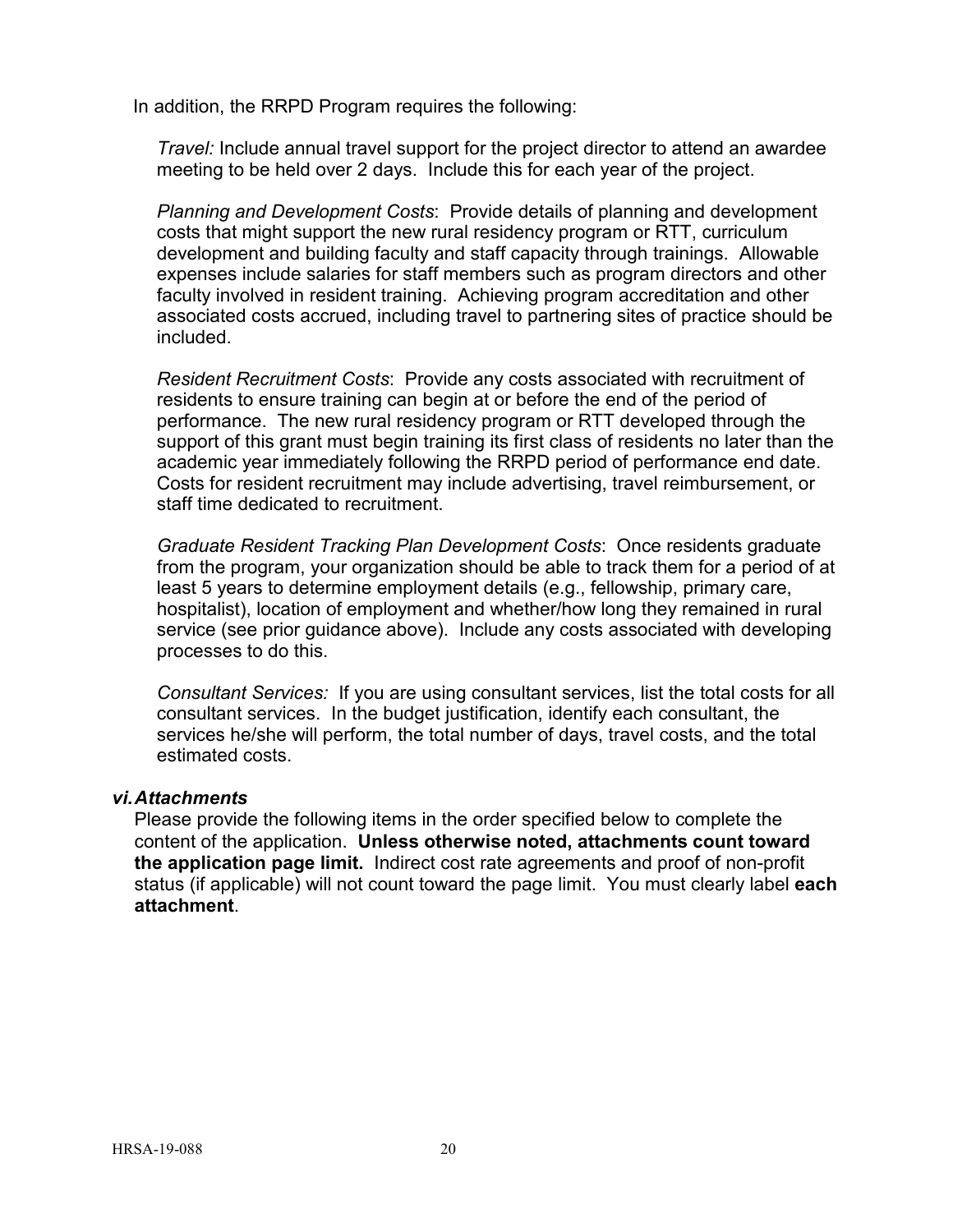In addition, the RRPD Program requires the following:

*Travel:* Include annual travel support for the project director to attend an awardee meeting to be held over 2 days. Include this for each year of the project.

*Planning and Development Costs*: Provide details of planning and development costs that might support the new rural residency program or RTT, curriculum development and building faculty and staff capacity through trainings. Allowable expenses include salaries for staff members such as program directors and other faculty involved in resident training. Achieving program accreditation and other associated costs accrued, including travel to partnering sites of practice should be included.

*Resident Recruitment Costs*: Provide any costs associated with recruitment of residents to ensure training can begin at or before the end of the period of performance. The new rural residency program or RTT developed through the support of this grant must begin training its first class of residents no later than the academic year immediately following the RRPD period of performance end date. Costs for resident recruitment may include advertising, travel reimbursement, or staff time dedicated to recruitment.

*Graduate Resident Tracking Plan Development Costs*: Once residents graduate from the program, your organization should be able to track them for a period of at least 5 years to determine employment details (e.g., fellowship, primary care, hospitalist), location of employment and whether/how long they remained in rural service (see prior guidance above). Include any costs associated with developing processes to do this.

*Consultant Services:* If you are using consultant services, list the total costs for all consultant services. In the budget justification, identify each consultant, the services he/she will perform, the total number of days, travel costs, and the total estimated costs.

### *vi. Attachments*

Please provide the following items in the order specified below to complete the content of the application. **Unless otherwise noted, attachments count toward the application page limit.** Indirect cost rate agreements and proof of non-profit status (if applicable) will not count toward the page limit. You must clearly label **each attachment**.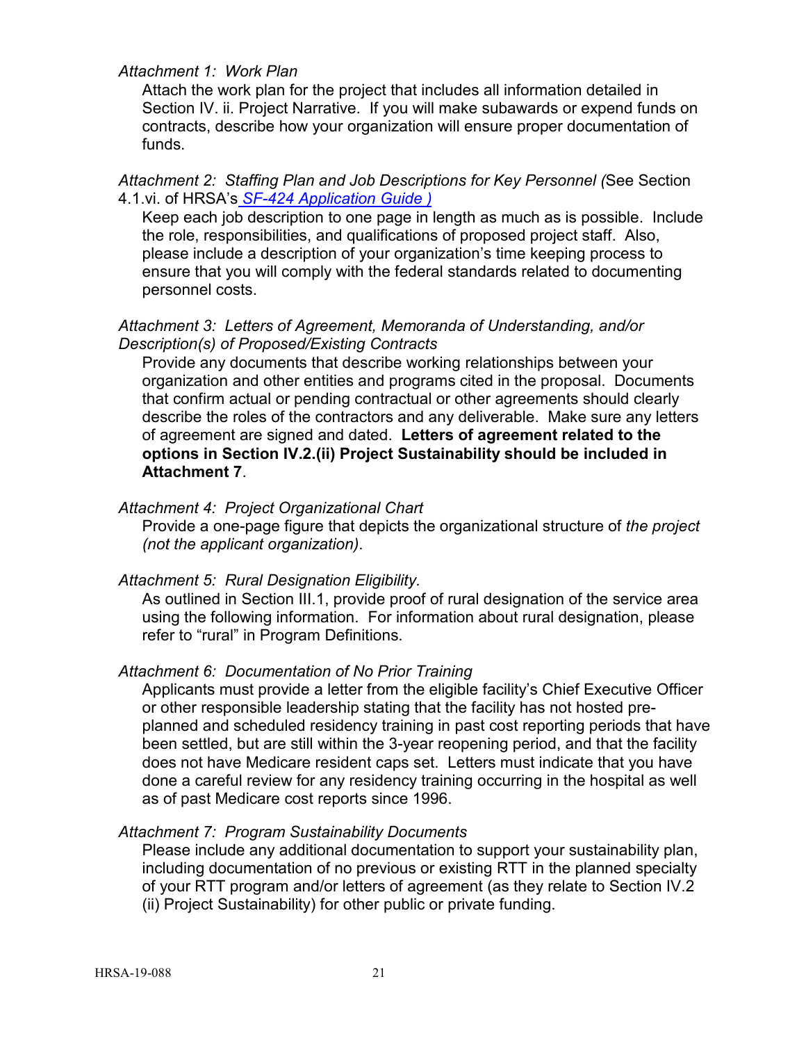*Attachment 1: Work Plan*

Attach the work plan for the project that includes all information detailed in Section IV. ii. Project Narrative. If you will make subawards or expend funds on contracts, describe how your organization will ensure proper documentation of funds.

*Attachment 2: Staffing Plan and Job Descriptions for Key Personnel (*See Section 4.1.vi. of HRSA's *SF-424 Application Guide )*

Keep each job description to one page in length as much as is possible. Include the role, responsibilities, and qualifications of proposed project staff. Also, please include a description of your organization's time keeping process to ensure that you will comply with the federal standards related to documenting personnel costs.

*Attachment 3: Letters of Agreement, Memoranda of Understanding, and/or Description(s) of Proposed/Existing Contracts*

Provide any documents that describe working relationships between your organization and other entities and programs cited in the proposal. Documents that confirm actual or pending contractual or other agreements should clearly describe the roles of the contractors and any deliverable. Make sure any letters of agreement are signed and dated. **Letters of agreement related to the options in Section IV.2.(ii) Project Sustainability should be included in Attachment 7**.

*Attachment 4: Project Organizational Chart*

Provide a one-page figure that depicts the organizational structure of *the project (not the applicant organization)*.

*Attachment 5: Rural Designation Eligibility.*

As outlined in Section III.1, provide proof of rural designation of the service area using the following information. For information about rural designation, please refer to "rural" in Program Definitions.

*Attachment 6: Documentation of No Prior Training*

Applicants must provide a letter from the eligible facility's Chief Executive Officer or other responsible leadership stating that the facility has not hosted pre-planned and scheduled residency training in past cost reporting periods that have been settled, but are still within the 3-year reopening period, and that the facility does not have Medicare resident caps set. Letters must indicate that you have done a careful review for any residency training occurring in the hospital as well as of past Medicare cost reports since 1996.

*Attachment 7: Program Sustainability Documents*

Please include any additional documentation to support your sustainability plan, including documentation of no previous or existing RTT in the planned specialty of your RTT program and/or letters of agreement (as they relate to Section IV.2 (ii) Project Sustainability) for other public or private funding.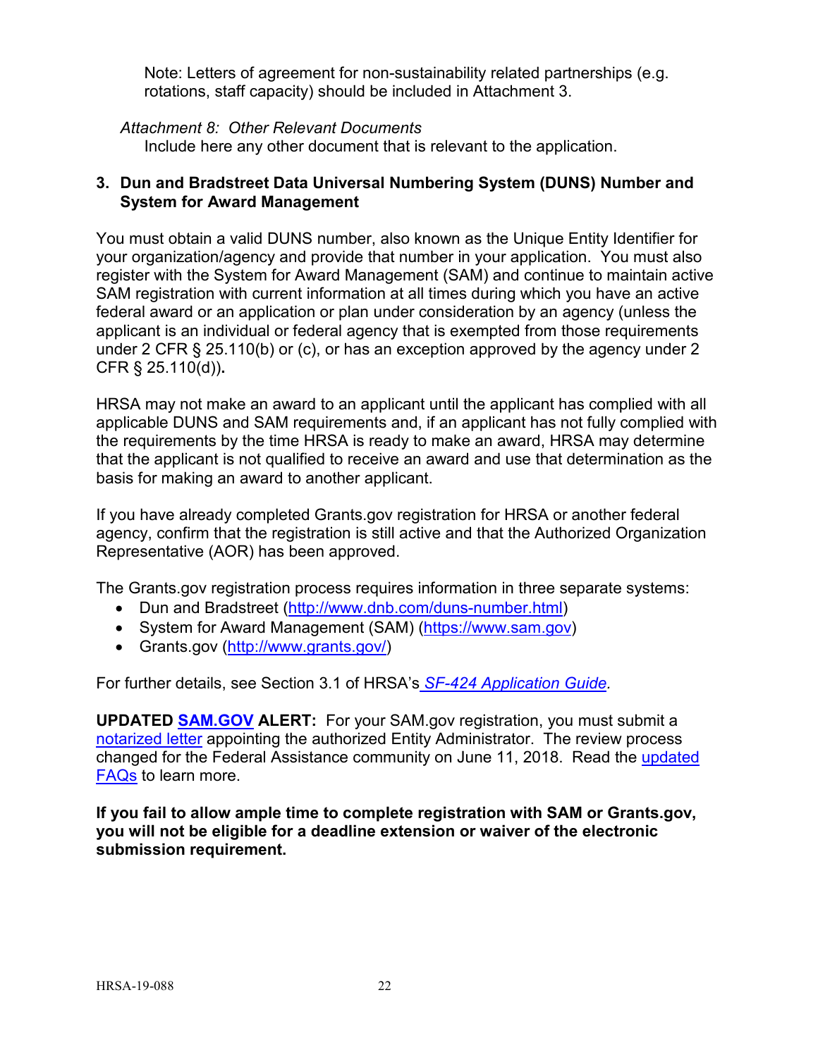Note: Letters of agreement for non-sustainability related partnerships (e.g. rotations, staff capacity) should be included in Attachment 3.

*Attachment 8: Other Relevant Documents*

Include here any other document that is relevant to the application.

### 3. Dun and Bradstreet Data Universal Numbering System (DUNS) Number and System for Award Management

You must obtain a valid DUNS number, also known as the Unique Entity Identifier for your organization/agency and provide that number in your application. You must also register with the System for Award Management (SAM) and continue to maintain active SAM registration with current information at all times during which you have an active federal award or an application or plan under consideration by an agency (unless the applicant is an individual or federal agency that is exempted from those requirements under 2 CFR § 25.110(b) or (c), or has an exception approved by the agency under 2 CFR § 25.110(d)).

HRSA may not make an award to an applicant until the applicant has complied with all applicable DUNS and SAM requirements and, if an applicant has not fully complied with the requirements by the time HRSA is ready to make an award, HRSA may determine that the applicant is not qualified to receive an award and use that determination as the basis for making an award to another applicant.

If you have already completed Grants.gov registration for HRSA or another federal agency, confirm that the registration is still active and that the Authorized Organization Representative (AOR) has been approved.

The Grants.gov registration process requires information in three separate systems:

- Dun and Bradstreet (http://www.dnb.com/duns-number.html)
- System for Award Management (SAM) (https://www.sam.gov)
- Grants.gov (http://www.grants.gov/)

For further details, see Section 3.1 of HRSA's *SF-424 Application Guide.*

**UPDATED SAM.GOV ALERT:** For your SAM.gov registration, you must submit a notarized letter appointing the authorized Entity Administrator. The review process changed for the Federal Assistance community on June 11, 2018. Read the updated FAQs to learn more.

**If you fail to allow ample time to complete registration with SAM or Grants.gov, you will not be eligible for a deadline extension or waiver of the electronic submission requirement.**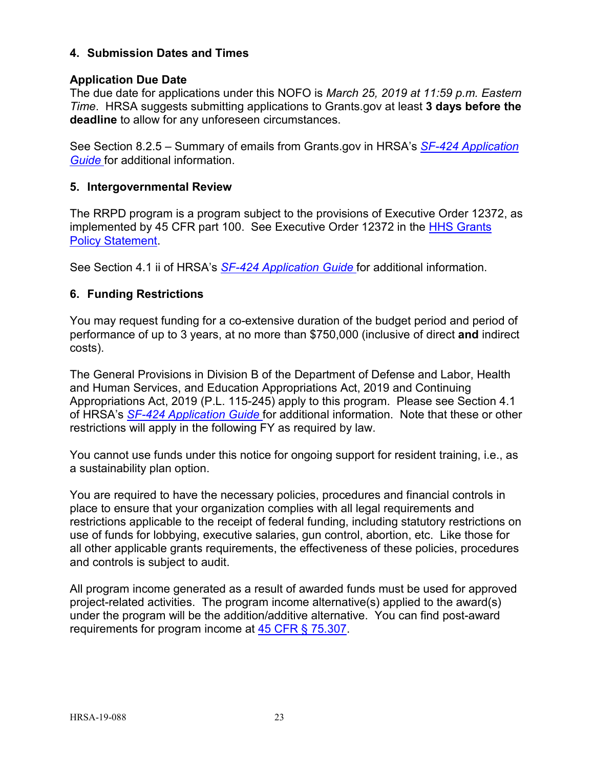### 4. Submission Dates and Times

**Application Due Date**
The due date for applications under this NOFO is *March 25, 2019 at 11:59 p.m. Eastern Time*. HRSA suggests submitting applications to Grants.gov at least **3 days before the deadline** to allow for any unforeseen circumstances.

See Section 8.2.5 – Summary of emails from Grants.gov in HRSA's *SF-424 Application Guide* for additional information.

### 5. Intergovernmental Review

The RRPD program is a program subject to the provisions of Executive Order 12372, as implemented by 45 CFR part 100. See Executive Order 12372 in the HHS Grants Policy Statement.

See Section 4.1 ii of HRSA's *SF-424 Application Guide* for additional information.

### 6. Funding Restrictions

You may request funding for a co-extensive duration of the budget period and period of performance of up to 3 years, at no more than $750,000 (inclusive of direct **and** indirect costs).

The General Provisions in Division B of the Department of Defense and Labor, Health and Human Services, and Education Appropriations Act, 2019 and Continuing Appropriations Act, 2019 (P.L. 115-245) apply to this program. Please see Section 4.1 of HRSA's *SF-424 Application Guide* for additional information. Note that these or other restrictions will apply in the following FY as required by law.

You cannot use funds under this notice for ongoing support for resident training, i.e., as a sustainability plan option.

You are required to have the necessary policies, procedures and financial controls in place to ensure that your organization complies with all legal requirements and restrictions applicable to the receipt of federal funding, including statutory restrictions on use of funds for lobbying, executive salaries, gun control, abortion, etc. Like those for all other applicable grants requirements, the effectiveness of these policies, procedures and controls is subject to audit.

All program income generated as a result of awarded funds must be used for approved project-related activities. The program income alternative(s) applied to the award(s) under the program will be the addition/additive alternative. You can find post-award requirements for program income at 45 CFR § 75.307.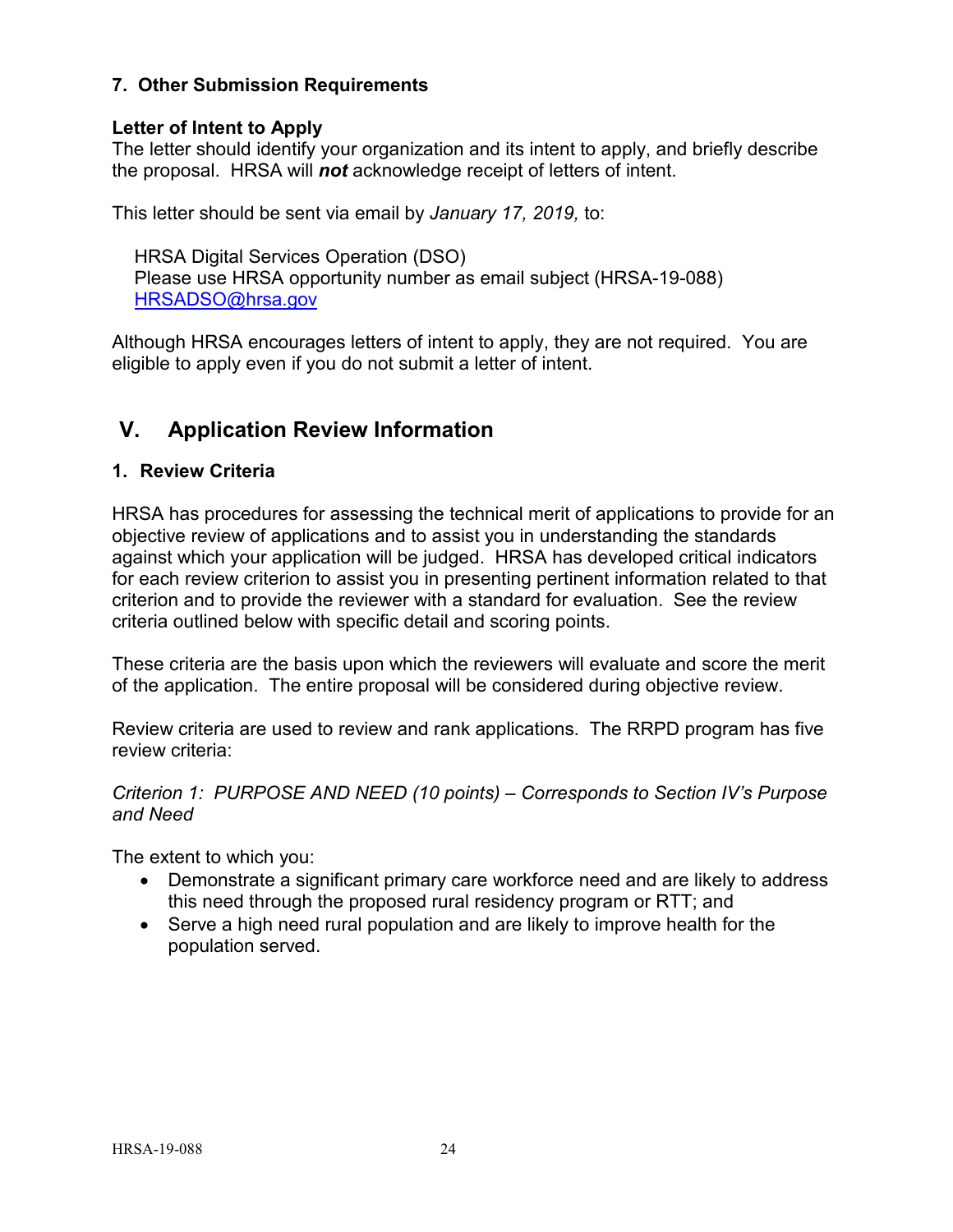### 7. Other Submission Requirements

**Letter of Intent to Apply**
The letter should identify your organization and its intent to apply, and briefly describe the proposal. HRSA will ***not*** acknowledge receipt of letters of intent.

This letter should be sent via email by *January 17, 2019,* to:

HRSA Digital Services Operation (DSO)
Please use HRSA opportunity number as email subject (HRSA-19-088)
[HRSADSO@hrsa.gov](mailto:HRSADSO@hrsa.gov)

Although HRSA encourages letters of intent to apply, they are not required. You are eligible to apply even if you do not submit a letter of intent.

## V. Application Review Information

### 1. Review Criteria

HRSA has procedures for assessing the technical merit of applications to provide for an objective review of applications and to assist you in understanding the standards against which your application will be judged. HRSA has developed critical indicators for each review criterion to assist you in presenting pertinent information related to that criterion and to provide the reviewer with a standard for evaluation. See the review criteria outlined below with specific detail and scoring points.

These criteria are the basis upon which the reviewers will evaluate and score the merit of the application. The entire proposal will be considered during objective review.

Review criteria are used to review and rank applications. The RRPD program has five review criteria:

*Criterion 1: PURPOSE AND NEED (10 points) – Corresponds to Section IV's Purpose and Need*

The extent to which you:

- Demonstrate a significant primary care workforce need and are likely to address this need through the proposed rural residency program or RTT; and
- Serve a high need rural population and are likely to improve health for the population served.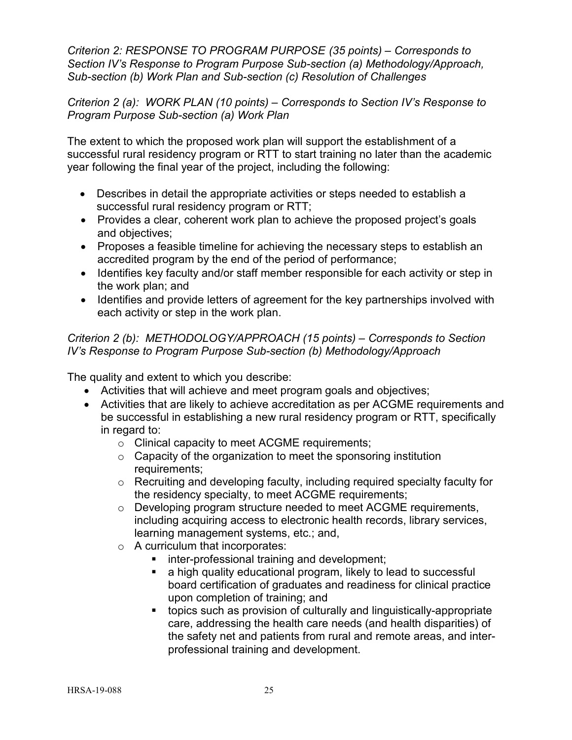*Criterion 2: RESPONSE TO PROGRAM PURPOSE (35 points) – Corresponds to Section IV's Response to Program Purpose Sub-section (a) Methodology/Approach, Sub-section (b) Work Plan and Sub-section (c) Resolution of Challenges*

*Criterion 2 (a): WORK PLAN (10 points) – Corresponds to Section IV's Response to Program Purpose Sub-section (a) Work Plan*

The extent to which the proposed work plan will support the establishment of a successful rural residency program or RTT to start training no later than the academic year following the final year of the project, including the following:

- Describes in detail the appropriate activities or steps needed to establish a successful rural residency program or RTT;
- Provides a clear, coherent work plan to achieve the proposed project's goals and objectives;
- Proposes a feasible timeline for achieving the necessary steps to establish an accredited program by the end of the period of performance;
- Identifies key faculty and/or staff member responsible for each activity or step in the work plan; and
- Identifies and provide letters of agreement for the key partnerships involved with each activity or step in the work plan.

*Criterion 2 (b): METHODOLOGY/APPROACH (15 points) – Corresponds to Section IV's Response to Program Purpose Sub-section (b) Methodology/Approach*

The quality and extent to which you describe:

- Activities that will achieve and meet program goals and objectives;
- Activities that are likely to achieve accreditation as per ACGME requirements and be successful in establishing a new rural residency program or RTT, specifically in regard to:
  - Clinical capacity to meet ACGME requirements;
  - Capacity of the organization to meet the sponsoring institution requirements;
  - Recruiting and developing faculty, including required specialty faculty for the residency specialty, to meet ACGME requirements;
  - Developing program structure needed to meet ACGME requirements, including acquiring access to electronic health records, library services, learning management systems, etc.; and,
  - A curriculum that incorporates:
    - inter-professional training and development;
    - a high quality educational program, likely to lead to successful board certification of graduates and readiness for clinical practice upon completion of training; and
    - topics such as provision of culturally and linguistically-appropriate care, addressing the health care needs (and health disparities) of the safety net and patients from rural and remote areas, and inter-professional training and development.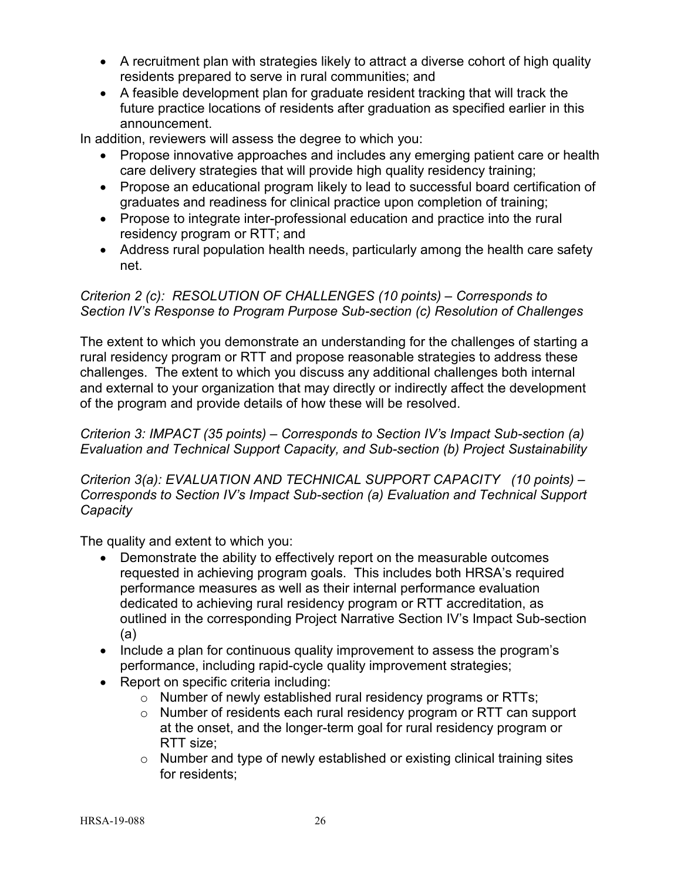- A recruitment plan with strategies likely to attract a diverse cohort of high quality residents prepared to serve in rural communities; and
- A feasible development plan for graduate resident tracking that will track the future practice locations of residents after graduation as specified earlier in this announcement.

In addition, reviewers will assess the degree to which you:

- Propose innovative approaches and includes any emerging patient care or health care delivery strategies that will provide high quality residency training;
- Propose an educational program likely to lead to successful board certification of graduates and readiness for clinical practice upon completion of training;
- Propose to integrate inter-professional education and practice into the rural residency program or RTT; and
- Address rural population health needs, particularly among the health care safety net.

*Criterion 2 (c): RESOLUTION OF CHALLENGES (10 points) – Corresponds to Section IV's Response to Program Purpose Sub-section (c) Resolution of Challenges*

The extent to which you demonstrate an understanding for the challenges of starting a rural residency program or RTT and propose reasonable strategies to address these challenges. The extent to which you discuss any additional challenges both internal and external to your organization that may directly or indirectly affect the development of the program and provide details of how these will be resolved.

*Criterion 3: IMPACT (35 points) – Corresponds to Section IV's Impact Sub-section (a) Evaluation and Technical Support Capacity, and Sub-section (b) Project Sustainability*

*Criterion 3(a): EVALUATION AND TECHNICAL SUPPORT CAPACITY (10 points) – Corresponds to Section IV's Impact Sub-section (a) Evaluation and Technical Support Capacity*

The quality and extent to which you:

- Demonstrate the ability to effectively report on the measurable outcomes requested in achieving program goals. This includes both HRSA's required performance measures as well as their internal performance evaluation dedicated to achieving rural residency program or RTT accreditation, as outlined in the corresponding Project Narrative Section IV's Impact Sub-section (a)
- Include a plan for continuous quality improvement to assess the program's performance, including rapid-cycle quality improvement strategies;
- Report on specific criteria including:
  - Number of newly established rural residency programs or RTTs;
  - Number of residents each rural residency program or RTT can support at the onset, and the longer-term goal for rural residency program or RTT size;
  - Number and type of newly established or existing clinical training sites for residents;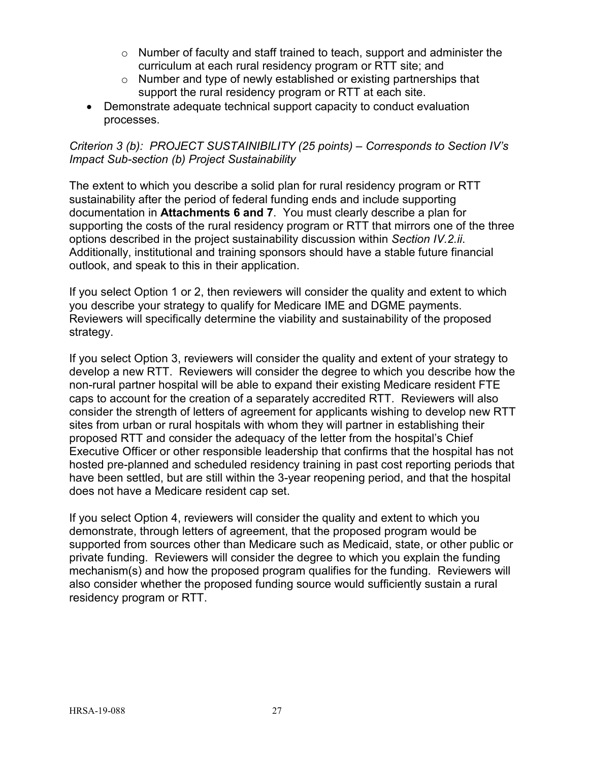- Number of faculty and staff trained to teach, support and administer the curriculum at each rural residency program or RTT site; and
    - Number and type of newly established or existing partnerships that support the rural residency program or RTT at each site.
- Demonstrate adequate technical support capacity to conduct evaluation processes.

*Criterion 3 (b): PROJECT SUSTAINIBILITY (25 points) – Corresponds to Section IV's Impact Sub-section (b) Project Sustainability*

The extent to which you describe a solid plan for rural residency program or RTT sustainability after the period of federal funding ends and include supporting documentation in **Attachments 6 and 7**. You must clearly describe a plan for supporting the costs of the rural residency program or RTT that mirrors one of the three options described in the project sustainability discussion within *Section IV.2.ii*. Additionally, institutional and training sponsors should have a stable future financial outlook, and speak to this in their application.

If you select Option 1 or 2, then reviewers will consider the quality and extent to which you describe your strategy to qualify for Medicare IME and DGME payments. Reviewers will specifically determine the viability and sustainability of the proposed strategy.

If you select Option 3, reviewers will consider the quality and extent of your strategy to develop a new RTT. Reviewers will consider the degree to which you describe how the non-rural partner hospital will be able to expand their existing Medicare resident FTE caps to account for the creation of a separately accredited RTT. Reviewers will also consider the strength of letters of agreement for applicants wishing to develop new RTT sites from urban or rural hospitals with whom they will partner in establishing their proposed RTT and consider the adequacy of the letter from the hospital's Chief Executive Officer or other responsible leadership that confirms that the hospital has not hosted pre-planned and scheduled residency training in past cost reporting periods that have been settled, but are still within the 3-year reopening period, and that the hospital does not have a Medicare resident cap set.

If you select Option 4, reviewers will consider the quality and extent to which you demonstrate, through letters of agreement, that the proposed program would be supported from sources other than Medicare such as Medicaid, state, or other public or private funding. Reviewers will consider the degree to which you explain the funding mechanism(s) and how the proposed program qualifies for the funding. Reviewers will also consider whether the proposed funding source would sufficiently sustain a rural residency program or RTT.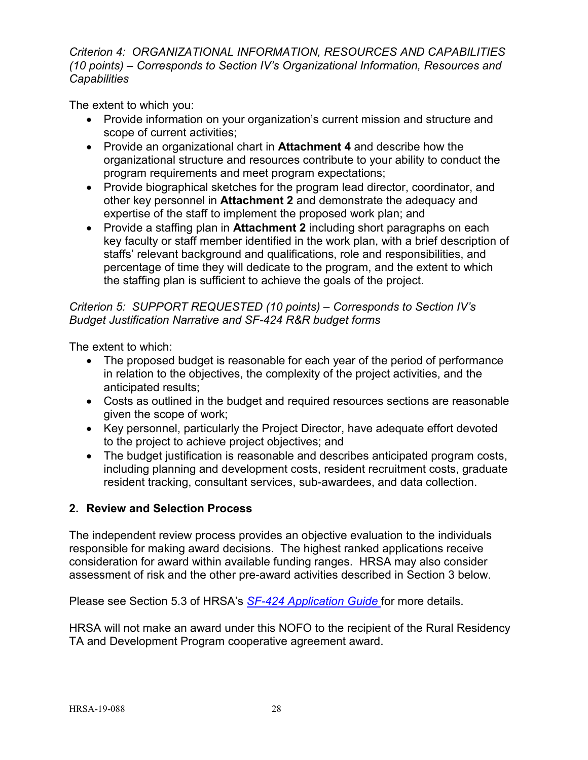*Criterion 4: ORGANIZATIONAL INFORMATION, RESOURCES AND CAPABILITIES (10 points) – Corresponds to Section IV's Organizational Information, Resources and Capabilities*

The extent to which you:

- Provide information on your organization's current mission and structure and scope of current activities;
- Provide an organizational chart in **Attachment 4** and describe how the organizational structure and resources contribute to your ability to conduct the program requirements and meet program expectations;
- Provide biographical sketches for the program lead director, coordinator, and other key personnel in **Attachment 2** and demonstrate the adequacy and expertise of the staff to implement the proposed work plan; and
- Provide a staffing plan in **Attachment 2** including short paragraphs on each key faculty or staff member identified in the work plan, with a brief description of staffs' relevant background and qualifications, role and responsibilities, and percentage of time they will dedicate to the program, and the extent to which the staffing plan is sufficient to achieve the goals of the project.

*Criterion 5: SUPPORT REQUESTED (10 points) – Corresponds to Section IV's Budget Justification Narrative and SF-424 R&R budget forms*

The extent to which:

- The proposed budget is reasonable for each year of the period of performance in relation to the objectives, the complexity of the project activities, and the anticipated results;
- Costs as outlined in the budget and required resources sections are reasonable given the scope of work;
- Key personnel, particularly the Project Director, have adequate effort devoted to the project to achieve project objectives; and
- The budget justification is reasonable and describes anticipated program costs, including planning and development costs, resident recruitment costs, graduate resident tracking, consultant services, sub-awardees, and data collection.

## 2. Review and Selection Process

The independent review process provides an objective evaluation to the individuals responsible for making award decisions. The highest ranked applications receive consideration for award within available funding ranges. HRSA may also consider assessment of risk and the other pre-award activities described in Section 3 below.

Please see Section 5.3 of HRSA's *SF-424 Application Guide* for more details.

HRSA will not make an award under this NOFO to the recipient of the Rural Residency TA and Development Program cooperative agreement award.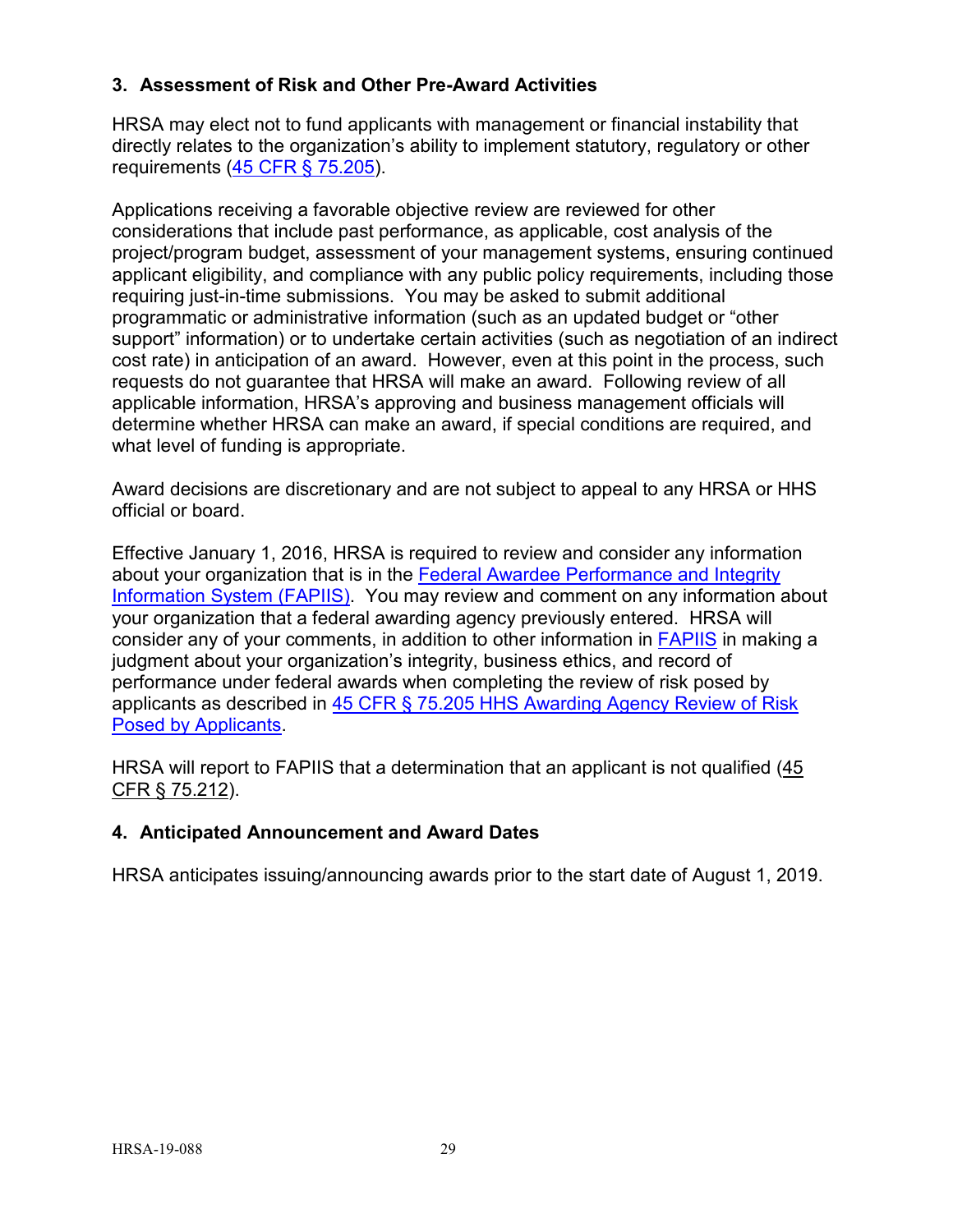### 3. Assessment of Risk and Other Pre-Award Activities

HRSA may elect not to fund applicants with management or financial instability that directly relates to the organization's ability to implement statutory, regulatory or other requirements (45 CFR § 75.205).

Applications receiving a favorable objective review are reviewed for other considerations that include past performance, as applicable, cost analysis of the project/program budget, assessment of your management systems, ensuring continued applicant eligibility, and compliance with any public policy requirements, including those requiring just-in-time submissions. You may be asked to submit additional programmatic or administrative information (such as an updated budget or "other support" information) or to undertake certain activities (such as negotiation of an indirect cost rate) in anticipation of an award. However, even at this point in the process, such requests do not guarantee that HRSA will make an award. Following review of all applicable information, HRSA's approving and business management officials will determine whether HRSA can make an award, if special conditions are required, and what level of funding is appropriate.

Award decisions are discretionary and are not subject to appeal to any HRSA or HHS official or board.

Effective January 1, 2016, HRSA is required to review and consider any information about your organization that is in the Federal Awardee Performance and Integrity Information System (FAPIIS). You may review and comment on any information about your organization that a federal awarding agency previously entered. HRSA will consider any of your comments, in addition to other information in FAPIIS in making a judgment about your organization's integrity, business ethics, and record of performance under federal awards when completing the review of risk posed by applicants as described in 45 CFR § 75.205 HHS Awarding Agency Review of Risk Posed by Applicants.

HRSA will report to FAPIIS that a determination that an applicant is not qualified (45 CFR § 75.212).

### 4. Anticipated Announcement and Award Dates

HRSA anticipates issuing/announcing awards prior to the start date of August 1, 2019.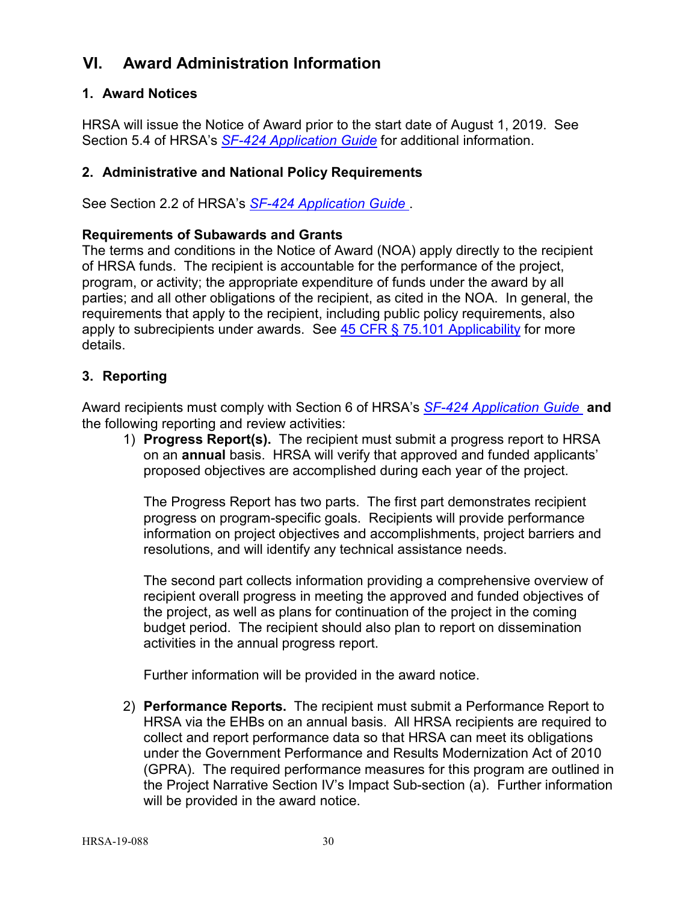## VI. Award Administration Information

### 1. Award Notices

HRSA will issue the Notice of Award prior to the start date of August 1, 2019. See Section 5.4 of HRSA's *SF-424 Application Guide* for additional information.

### 2. Administrative and National Policy Requirements

See Section 2.2 of HRSA's *SF-424 Application Guide* .

**Requirements of Subawards and Grants**

The terms and conditions in the Notice of Award (NOA) apply directly to the recipient of HRSA funds. The recipient is accountable for the performance of the project, program, or activity; the appropriate expenditure of funds under the award by all parties; and all other obligations of the recipient, as cited in the NOA. In general, the requirements that apply to the recipient, including public policy requirements, also apply to subrecipients under awards. See 45 CFR § 75.101 Applicability for more details.

### 3. Reporting

Award recipients must comply with Section 6 of HRSA's *SF-424 Application Guide* **and** the following reporting and review activities:

1) **Progress Report(s).** The recipient must submit a progress report to HRSA on an **annual** basis. HRSA will verify that approved and funded applicants' proposed objectives are accomplished during each year of the project.

   The Progress Report has two parts. The first part demonstrates recipient progress on program-specific goals. Recipients will provide performance information on project objectives and accomplishments, project barriers and resolutions, and will identify any technical assistance needs.

   The second part collects information providing a comprehensive overview of recipient overall progress in meeting the approved and funded objectives of the project, as well as plans for continuation of the project in the coming budget period. The recipient should also plan to report on dissemination activities in the annual progress report.

   Further information will be provided in the award notice.

2) **Performance Reports.** The recipient must submit a Performance Report to HRSA via the EHBs on an annual basis. All HRSA recipients are required to collect and report performance data so that HRSA can meet its obligations under the Government Performance and Results Modernization Act of 2010 (GPRA). The required performance measures for this program are outlined in the Project Narrative Section IV's Impact Sub-section (a). Further information will be provided in the award notice.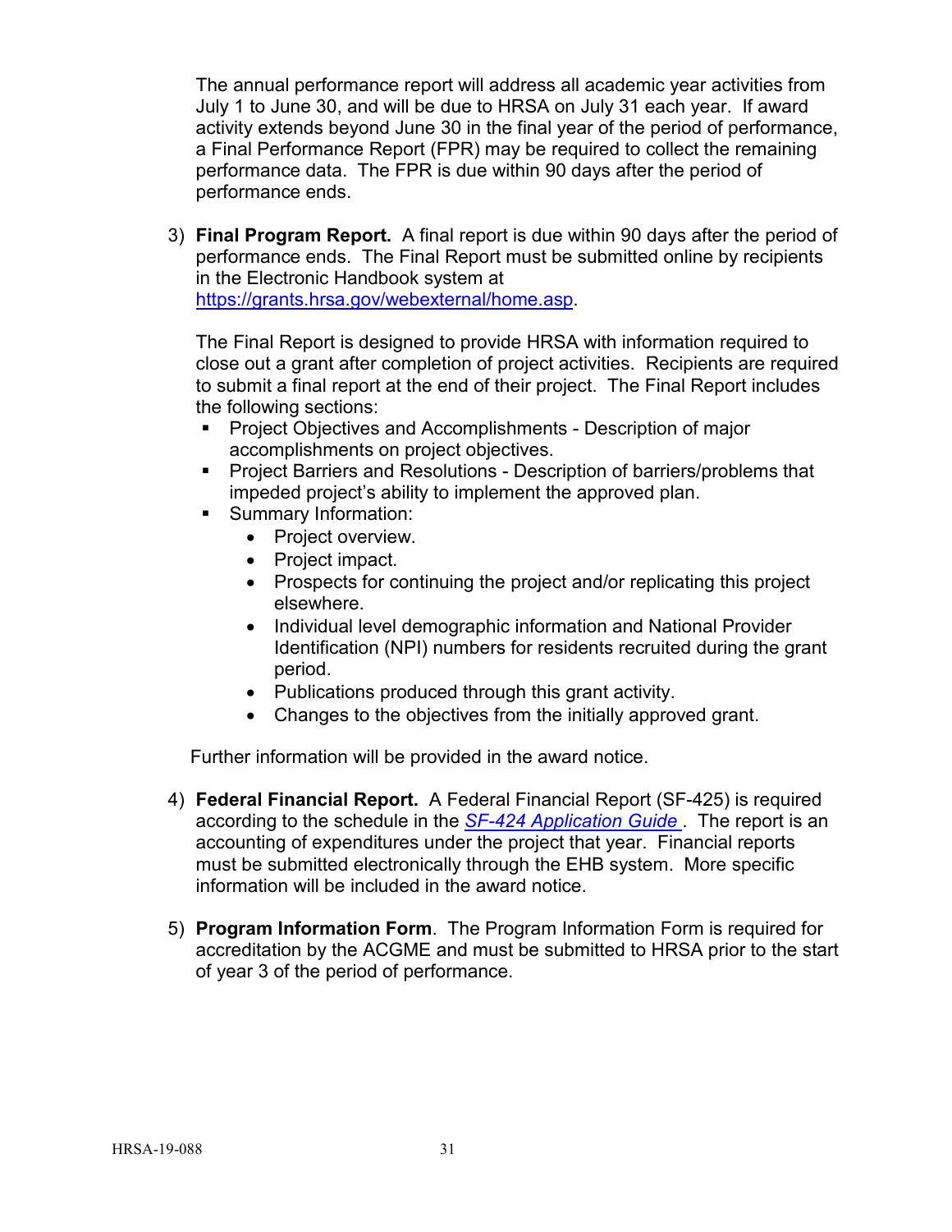The annual performance report will address all academic year activities from July 1 to June 30, and will be due to HRSA on July 31 each year. If award activity extends beyond June 30 in the final year of the period of performance, a Final Performance Report (FPR) may be required to collect the remaining performance data. The FPR is due within 90 days after the period of performance ends.

3) **Final Program Report.** A final report is due within 90 days after the period of performance ends. The Final Report must be submitted online by recipients in the Electronic Handbook system at https://grants.hrsa.gov/webexternal/home.asp.

   The Final Report is designed to provide HRSA with information required to close out a grant after completion of project activities. Recipients are required to submit a final report at the end of their project. The Final Report includes the following sections:

   - Project Objectives and Accomplishments - Description of major accomplishments on project objectives.
   - Project Barriers and Resolutions - Description of barriers/problems that impeded project's ability to implement the approved plan.
   - Summary Information:
     - Project overview.
     - Project impact.
     - Prospects for continuing the project and/or replicating this project elsewhere.
     - Individual level demographic information and National Provider Identification (NPI) numbers for residents recruited during the grant period.
     - Publications produced through this grant activity.
     - Changes to the objectives from the initially approved grant.

   Further information will be provided in the award notice.

4) **Federal Financial Report.** A Federal Financial Report (SF-425) is required according to the schedule in the *SF-424 Application Guide* . The report is an accounting of expenditures under the project that year. Financial reports must be submitted electronically through the EHB system. More specific information will be included in the award notice.

5) **Program Information Form**. The Program Information Form is required for accreditation by the ACGME and must be submitted to HRSA prior to the start of year 3 of the period of performance.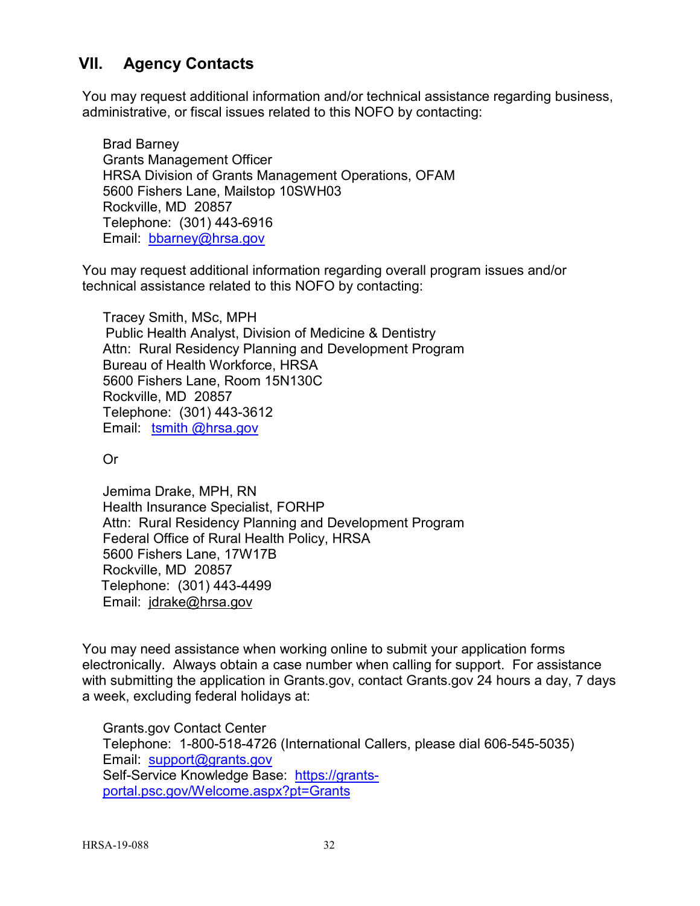## VII. Agency Contacts

You may request additional information and/or technical assistance regarding business, administrative, or fiscal issues related to this NOFO by contacting:

Brad Barney
Grants Management Officer
HRSA Division of Grants Management Operations, OFAM
5600 Fishers Lane, Mailstop 10SWH03
Rockville, MD 20857
Telephone: (301) 443-6916
Email: bbarney@hrsa.gov

You may request additional information regarding overall program issues and/or technical assistance related to this NOFO by contacting:

Tracey Smith, MSc, MPH
Public Health Analyst, Division of Medicine & Dentistry
Attn: Rural Residency Planning and Development Program
Bureau of Health Workforce, HRSA
5600 Fishers Lane, Room 15N130C
Rockville, MD 20857
Telephone: (301) 443-3612
Email: tsmith @hrsa.gov

Or

Jemima Drake, MPH, RN
Health Insurance Specialist, FORHP
Attn: Rural Residency Planning and Development Program
Federal Office of Rural Health Policy, HRSA
5600 Fishers Lane, 17W17B
Rockville, MD 20857
Telephone: (301) 443-4499
Email: jdrake@hrsa.gov

You may need assistance when working online to submit your application forms electronically. Always obtain a case number when calling for support. For assistance with submitting the application in Grants.gov, contact Grants.gov 24 hours a day, 7 days a week, excluding federal holidays at:

Grants.gov Contact Center
Telephone: 1-800-518-4726 (International Callers, please dial 606-545-5035)
Email: support@grants.gov
Self-Service Knowledge Base: https://grants-portal.psc.gov/Welcome.aspx?pt=Grants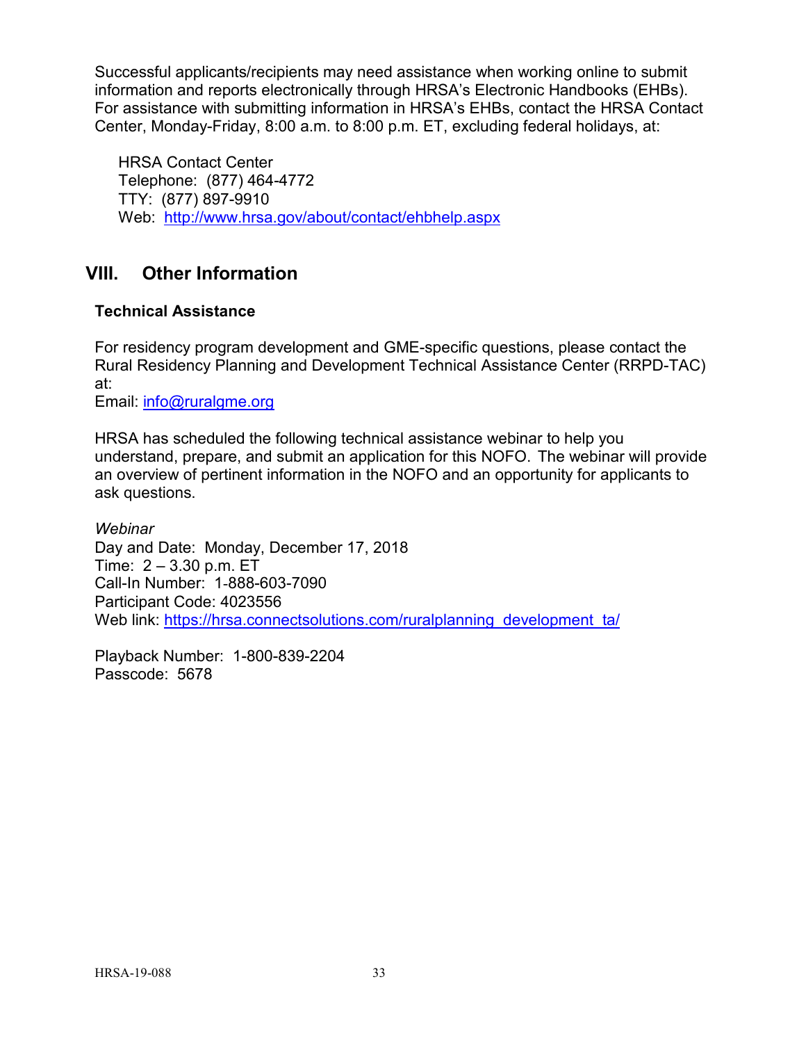Successful applicants/recipients may need assistance when working online to submit information and reports electronically through HRSA's Electronic Handbooks (EHBs). For assistance with submitting information in HRSA's EHBs, contact the HRSA Contact Center, Monday-Friday, 8:00 a.m. to 8:00 p.m. ET, excluding federal holidays, at:

HRSA Contact Center
Telephone: (877) 464-4772
TTY: (877) 897-9910
Web: http://www.hrsa.gov/about/contact/ehbhelp.aspx

## VIII. Other Information

### Technical Assistance

For residency program development and GME-specific questions, please contact the Rural Residency Planning and Development Technical Assistance Center (RRPD-TAC) at:
Email: info@ruralgme.org

HRSA has scheduled the following technical assistance webinar to help you understand, prepare, and submit an application for this NOFO. The webinar will provide an overview of pertinent information in the NOFO and an opportunity for applicants to ask questions.

*Webinar*
Day and Date: Monday, December 17, 2018
Time: 2 – 3.30 p.m. ET
Call-In Number: 1-888-603-7090
Participant Code: 4023556
Web link: https://hrsa.connectsolutions.com/ruralplanning_development_ta/

Playback Number: 1-800-839-2204
Passcode: 5678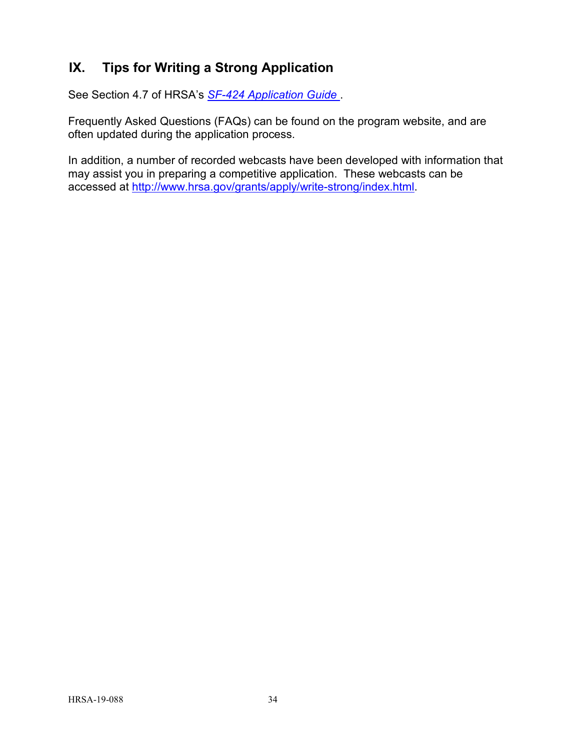## IX. Tips for Writing a Strong Application

See Section 4.7 of HRSA's *SF-424 Application Guide* .

Frequently Asked Questions (FAQs) can be found on the program website, and are often updated during the application process.

In addition, a number of recorded webcasts have been developed with information that may assist you in preparing a competitive application. These webcasts can be accessed at http://www.hrsa.gov/grants/apply/write-strong/index.html.